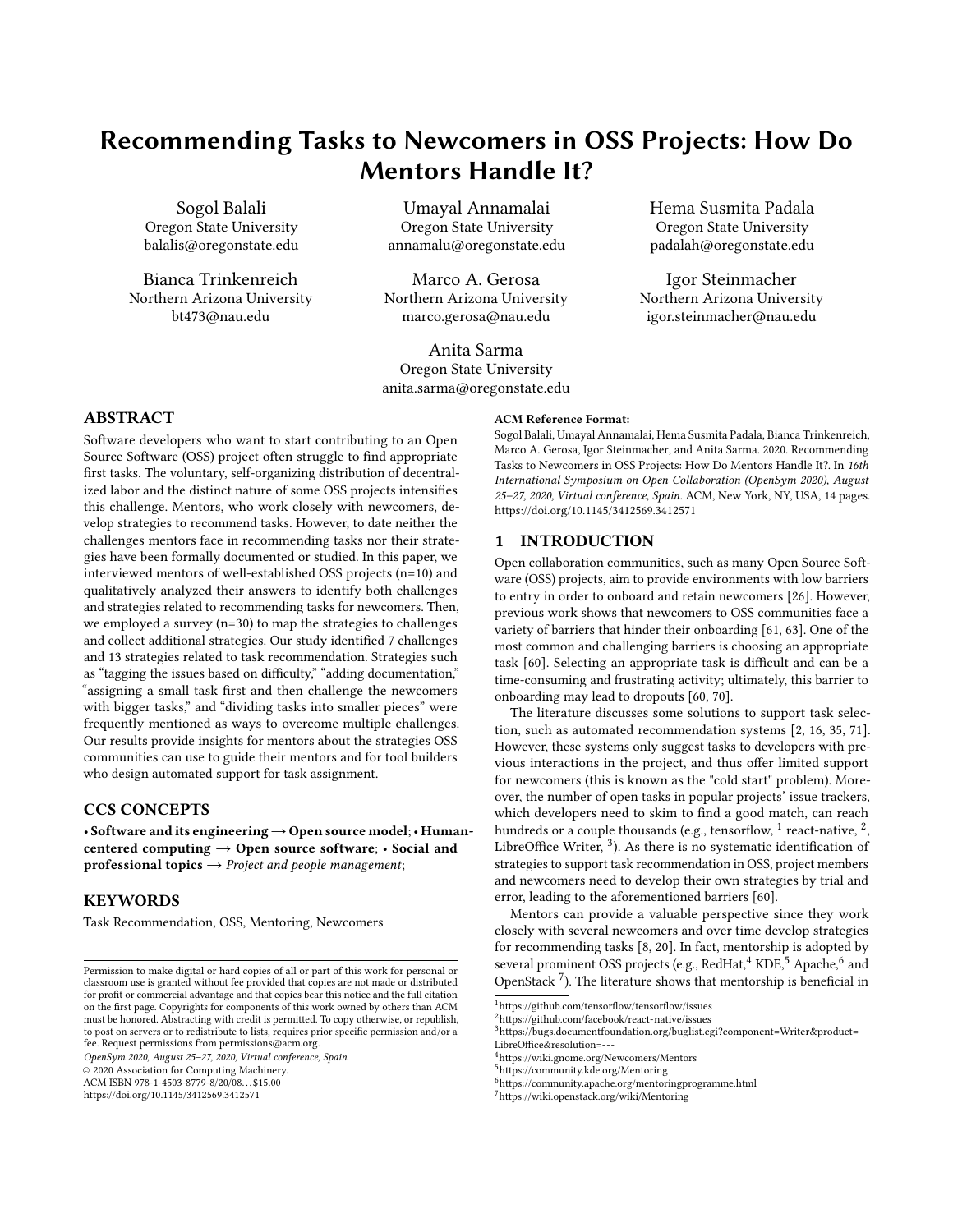# Recommending Tasks to Newcomers in OSS Projects: How Do Mentors Handle It?

Sogol Balali
Oregon State University
balalis@oregonstate.edu

Umayal Annamalai
Oregon State University
annamalu@oregonstate.edu

Hema Susmita Padala
Oregon State University
padalah@oregonstate.edu

Bianca Trinkenreich
Northern Arizona University
bt473@nau.edu

Marco A. Gerosa
Northern Arizona University
marco.gerosa@nau.edu

Igor Steinmacher
Northern Arizona University
igor.steinmacher@nau.edu

Anita Sarma
Oregon State University
anita.sarma@oregonstate.edu

## ABSTRACT

Software developers who want to start contributing to an Open Source Software (OSS) project often struggle to find appropriate first tasks. The voluntary, self-organizing distribution of decentralized labor and the distinct nature of some OSS projects intensifies this challenge. Mentors, who work closely with newcomers, develop strategies to recommend tasks. However, to date neither the challenges mentors face in recommending tasks nor their strategies have been formally documented or studied. In this paper, we interviewed mentors of well-established OSS projects (n=10) and qualitatively analyzed their answers to identify both challenges and strategies related to recommending tasks for newcomers. Then, we employed a survey (n=30) to map the strategies to challenges and collect additional strategies. Our study identified 7 challenges and 13 strategies related to task recommendation. Strategies such as "tagging the issues based on difficulty," "adding documentation," "assigning a small task first and then challenge the newcomers with bigger tasks," and "dividing tasks into smaller pieces" were frequently mentioned as ways to overcome multiple challenges. Our results provide insights for mentors about the strategies OSS communities can use to guide their mentors and for tool builders who design automated support for task assignment.

## CCS CONCEPTS

• **Software and its engineering** → **Open source model**; • **Human-centered computing** → **Open source software**; • **Social and professional topics** → *Project and people management*;

## KEYWORDS

Task Recommendation, OSS, Mentoring, Newcomers

Permission to make digital or hard copies of all or part of this work for personal or classroom use is granted without fee provided that copies are not made or distributed for profit or commercial advantage and that copies bear this notice and the full citation on the first page. Copyrights for components of this work owned by others than ACM must be honored. Abstracting with credit is permitted. To copy otherwise, or republish, to post on servers or to redistribute to lists, requires prior specific permission and/or a fee. Request permissions from permissions@acm.org.

*OpenSym 2020, August 25–27, 2020, Virtual conference, Spain*
© 2020 Association for Computing Machinery.
ACM ISBN 978-1-4503-8779-8/20/08...$15.00
https://doi.org/10.1145/3412569.3412571

**ACM Reference Format:**
Sogol Balali, Umayal Annamalai, Hema Susmita Padala, Bianca Trinkenreich, Marco A. Gerosa, Igor Steinmacher, and Anita Sarma. 2020. Recommending Tasks to Newcomers in OSS Projects: How Do Mentors Handle It?. In *16th International Symposium on Open Collaboration (OpenSym 2020), August 25–27, 2020, Virtual conference, Spain.* ACM, New York, NY, USA, 14 pages. https://doi.org/10.1145/3412569.3412571

## 1 INTRODUCTION

Open collaboration communities, such as many Open Source Software (OSS) projects, aim to provide environments with low barriers to entry in order to onboard and retain newcomers [26]. However, previous work shows that newcomers to OSS communities face a variety of barriers that hinder their onboarding [61, 63]. One of the most common and challenging barriers is choosing an appropriate task [60]. Selecting an appropriate task is difficult and can be a time-consuming and frustrating activity; ultimately, this barrier to onboarding may lead to dropouts [60, 70].

The literature discusses some solutions to support task selection, such as automated recommendation systems [2, 16, 35, 71]. However, these systems only suggest tasks to developers with previous interactions in the project, and thus offer limited support for newcomers (this is known as the "cold start" problem). Moreover, the number of open tasks in popular projects' issue trackers, which developers need to skim to find a good match, can reach hundreds or a couple thousands (e.g., tensorflow, [1] react-native, [2], LibreOffice Writer, [3]). As there is no systematic identification of strategies to support task recommendation in OSS, project members and newcomers need to develop their own strategies by trial and error, leading to the aforementioned barriers [60].

Mentors can provide a valuable perspective since they work closely with several newcomers and over time develop strategies for recommending tasks [8, 20]. In fact, mentorship is adopted by several prominent OSS projects (e.g., RedHat,[4] KDE,[5] Apache,[6] and OpenStack [7]). The literature shows that mentorship is beneficial in

[1] https://github.com/tensorflow/tensorflow/issues
[2] https://github.com/facebook/react-native/issues
[3] https://bugs.documentfoundation.org/buglist.cgi?component=Writer&product=LibreOffice&resolution=---
[4] https://wiki.gnome.org/Newcomers/Mentors
[5] https://community.kde.org/Mentoring
[6] https://community.apache.org/mentoringprogramme.html
[7] https://wiki.openstack.org/wiki/Mentoring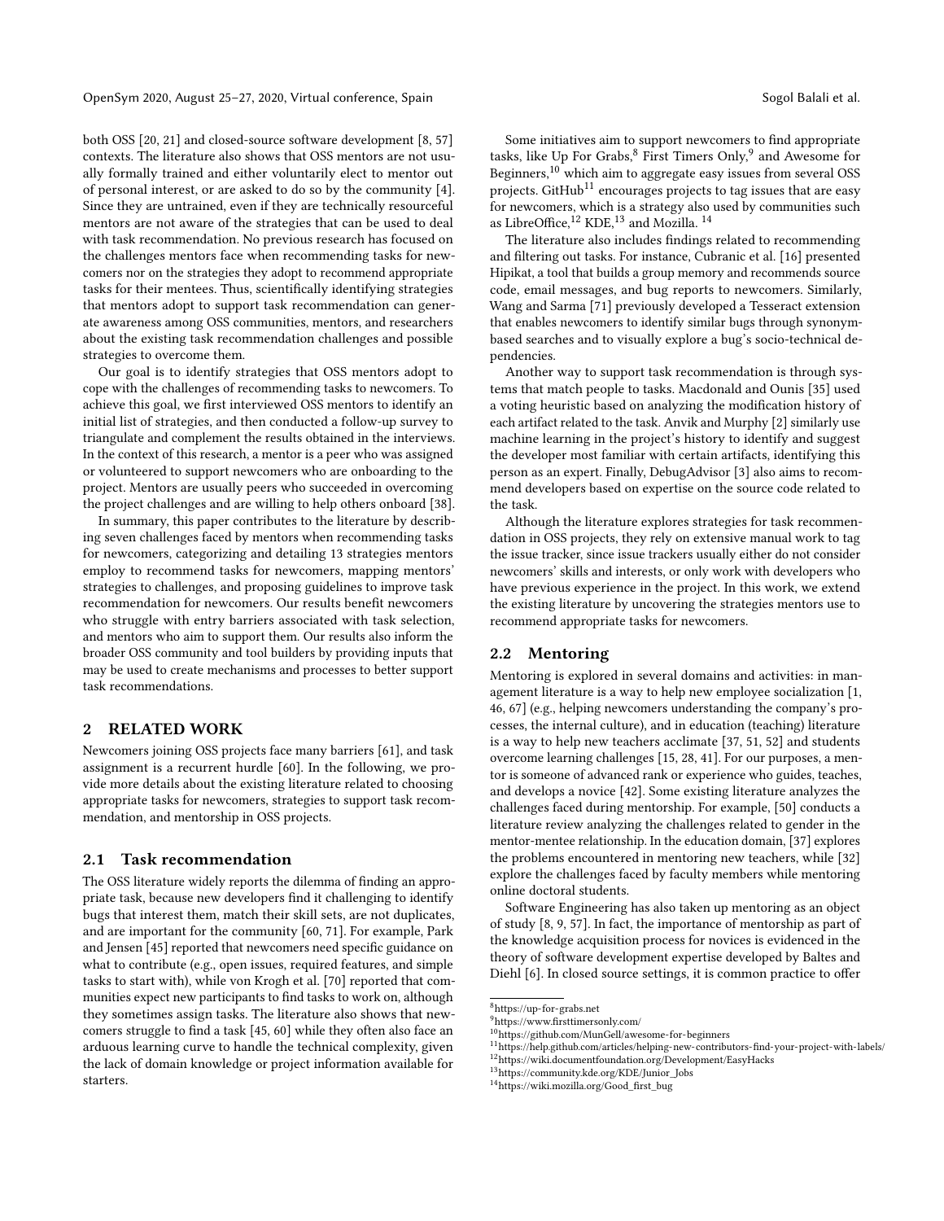both OSS [20, 21] and closed-source software development [8, 57] contexts. The literature also shows that OSS mentors are not usually formally trained and either voluntarily elect to mentor out of personal interest, or are asked to do so by the community [4]. Since they are untrained, even if they are technically resourceful mentors are not aware of the strategies that can be used to deal with task recommendation. No previous research has focused on the challenges mentors face when recommending tasks for newcomers nor on the strategies they adopt to recommend appropriate tasks for their mentees. Thus, scientifically identifying strategies that mentors adopt to support task recommendation can generate awareness among OSS communities, mentors, and researchers about the existing task recommendation challenges and possible strategies to overcome them.

Our goal is to identify strategies that OSS mentors adopt to cope with the challenges of recommending tasks to newcomers. To achieve this goal, we first interviewed OSS mentors to identify an initial list of strategies, and then conducted a follow-up survey to triangulate and complement the results obtained in the interviews. In the context of this research, a mentor is a peer who was assigned or volunteered to support newcomers who are onboarding to the project. Mentors are usually peers who succeeded in overcoming the project challenges and are willing to help others onboard [38].

In summary, this paper contributes to the literature by describing seven challenges faced by mentors when recommending tasks for newcomers, categorizing and detailing 13 strategies mentors employ to recommend tasks for newcomers, mapping mentors' strategies to challenges, and proposing guidelines to improve task recommendation for newcomers. Our results benefit newcomers who struggle with entry barriers associated with task selection, and mentors who aim to support them. Our results also inform the broader OSS community and tool builders by providing inputs that may be used to create mechanisms and processes to better support task recommendations.

## 2 RELATED WORK

Newcomers joining OSS projects face many barriers [61], and task assignment is a recurrent hurdle [60]. In the following, we provide more details about the existing literature related to choosing appropriate tasks for newcomers, strategies to support task recommendation, and mentorship in OSS projects.

### 2.1 Task recommendation

The OSS literature widely reports the dilemma of finding an appropriate task, because new developers find it challenging to identify bugs that interest them, match their skill sets, are not duplicates, and are important for the community [60, 71]. For example, Park and Jensen [45] reported that newcomers need specific guidance on what to contribute (e.g., open issues, required features, and simple tasks to start with), while von Krogh et al. [70] reported that communities expect new participants to find tasks to work on, although they sometimes assign tasks. The literature also shows that newcomers struggle to find a task [45, 60] while they often also face an arduous learning curve to handle the technical complexity, given the lack of domain knowledge or project information available for starters.

Some initiatives aim to support newcomers to find appropriate tasks, like Up For Grabs,[8] First Timers Only,[9] and Awesome for Beginners,[10] which aim to aggregate easy issues from several OSS projects. GitHub[11] encourages projects to tag issues that are easy for newcomers, which is a strategy also used by communities such as LibreOffice,[12] KDE,[13] and Mozilla. [14]

The literature also includes findings related to recommending and filtering out tasks. For instance, Cubranic et al. [16] presented Hipikat, a tool that builds a group memory and recommends source code, email messages, and bug reports to newcomers. Similarly, Wang and Sarma [71] previously developed a Tesseract extension that enables newcomers to identify similar bugs through synonym-based searches and to visually explore a bug's socio-technical dependencies.

Another way to support task recommendation is through systems that match people to tasks. Macdonald and Ounis [35] used a voting heuristic based on analyzing the modification history of each artifact related to the task. Anvik and Murphy [2] similarly use machine learning in the project's history to identify and suggest the developer most familiar with certain artifacts, identifying this person as an expert. Finally, DebugAdvisor [3] also aims to recommend developers based on expertise on the source code related to the task.

Although the literature explores strategies for task recommendation in OSS projects, they rely on extensive manual work to tag the issue tracker, since issue trackers usually either do not consider newcomers' skills and interests, or only work with developers who have previous experience in the project. In this work, we extend the existing literature by uncovering the strategies mentors use to recommend appropriate tasks for newcomers.

### 2.2 Mentoring

Mentoring is explored in several domains and activities: in management literature is a way to help new employee socialization [1, 46, 67] (e.g., helping newcomers understanding the company's processes, the internal culture), and in education (teaching) literature is a way to help new teachers acclimate [37, 51, 52] and students overcome learning challenges [15, 28, 41]. For our purposes, a mentor is someone of advanced rank or experience who guides, teaches, and develops a novice [42]. Some existing literature analyzes the challenges faced during mentorship. For example, [50] conducts a literature review analyzing the challenges related to gender in the mentor-mentee relationship. In the education domain, [37] explores the problems encountered in mentoring new teachers, while [32] explore the challenges faced by faculty members while mentoring online doctoral students.

Software Engineering has also taken up mentoring as an object of study [8, 9, 57]. In fact, the importance of mentorship as part of the knowledge acquisition process for novices is evidenced in the theory of software development expertise developed by Baltes and Diehl [6]. In closed source settings, it is common practice to offer

---

[8] https://up-for-grabs.net

[9] https://www.firsttimersonly.com/

[10] https://github.com/MunGell/awesome-for-beginners

[11] https://help.github.com/articles/helping-new-contributors-find-your-project-with-labels/

[12] https://wiki.documentfoundation.org/Development/EasyHacks

[13] https://community.kde.org/KDE/Junior_Jobs

[14] https://wiki.mozilla.org/Good_first_bug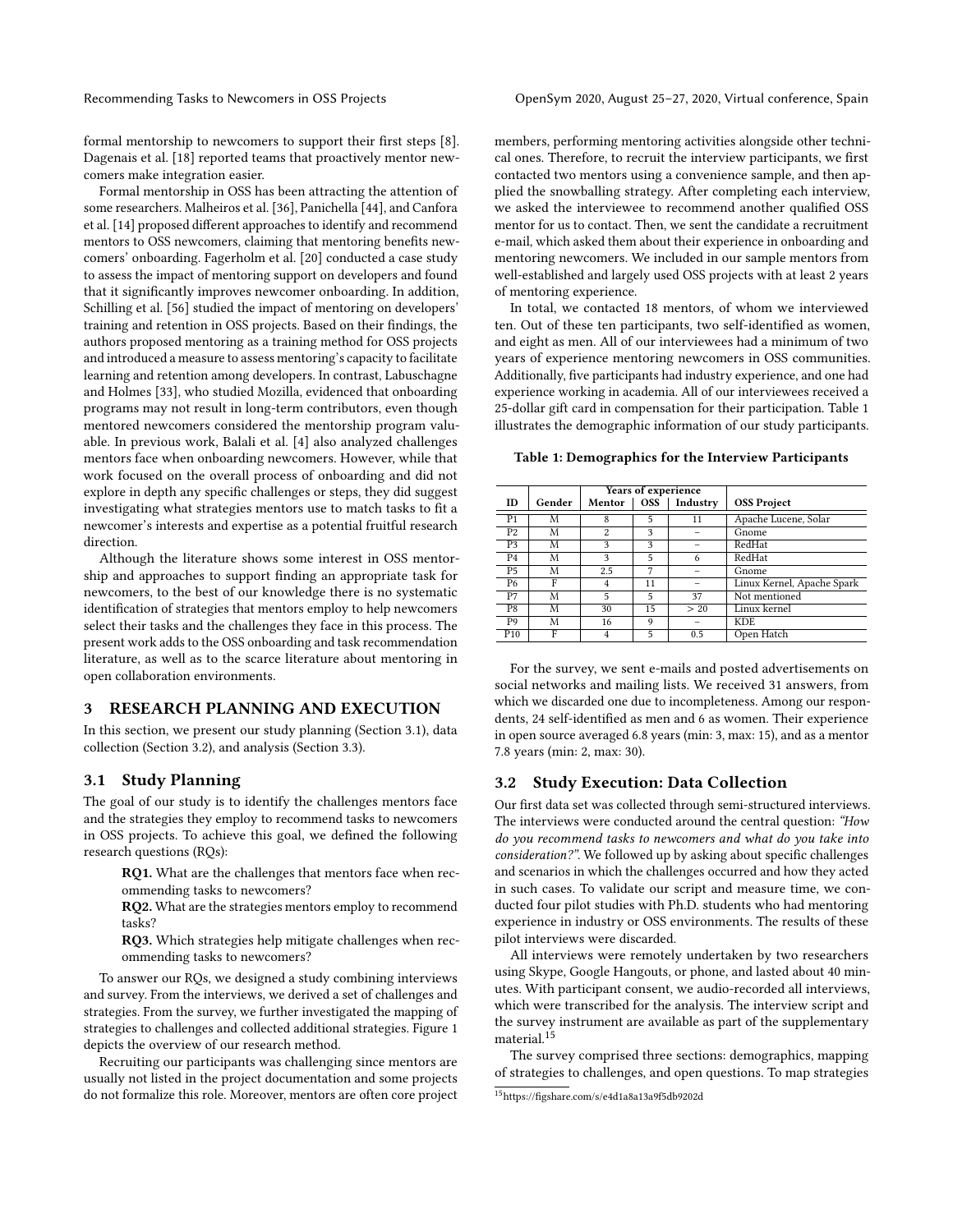formal mentorship to newcomers to support their first steps [8]. Dagenais et al. [18] reported teams that proactively mentor newcomers make integration easier.

Formal mentorship in OSS has been attracting the attention of some researchers. Malheiros et al. [36], Panichella [44], and Canfora et al. [14] proposed different approaches to identify and recommend mentors to OSS newcomers, claiming that mentoring benefits newcomers' onboarding. Fagerholm et al. [20] conducted a case study to assess the impact of mentoring support on developers and found that it significantly improves newcomer onboarding. In addition, Schilling et al. [56] studied the impact of mentoring on developers' training and retention in OSS projects. Based on their findings, the authors proposed mentoring as a training method for OSS projects and introduced a measure to assess mentoring's capacity to facilitate learning and retention among developers. In contrast, Labuschagne and Holmes [33], who studied Mozilla, evidenced that onboarding programs may not result in long-term contributors, even though mentored newcomers considered the mentorship program valuable. In previous work, Balali et al. [4] also analyzed challenges mentors face when onboarding newcomers. However, while that work focused on the overall process of onboarding and did not explore in depth any specific challenges or steps, they did suggest investigating what strategies mentors use to match tasks to fit a newcomer's interests and expertise as a potential fruitful research direction.

Although the literature shows some interest in OSS mentorship and approaches to support finding an appropriate task for newcomers, to the best of our knowledge there is no systematic identification of strategies that mentors employ to help newcomers select their tasks and the challenges they face in this process. The present work adds to the OSS onboarding and task recommendation literature, as well as to the scarce literature about mentoring in open collaboration environments.

## 3 RESEARCH PLANNING AND EXECUTION

In this section, we present our study planning (Section 3.1), data collection (Section 3.2), and analysis (Section 3.3).

### 3.1 Study Planning

The goal of our study is to identify the challenges mentors face and the strategies they employ to recommend tasks to newcomers in OSS projects. To achieve this goal, we defined the following research questions (RQs):

> **RQ1.** What are the challenges that mentors face when recommending tasks to newcomers?
>
> **RQ2.** What are the strategies mentors employ to recommend tasks?
>
> **RQ3.** Which strategies help mitigate challenges when recommending tasks to newcomers?

To answer our RQs, we designed a study combining interviews and survey. From the interviews, we derived a set of challenges and strategies. From the survey, we further investigated the mapping of strategies to challenges and collected additional strategies. Figure 1 depicts the overview of our research method.

Recruiting our participants was challenging since mentors are usually not listed in the project documentation and some projects do not formalize this role. Moreover, mentors are often core project members, performing mentoring activities alongside other technical ones. Therefore, to recruit the interview participants, we first contacted two mentors using a convenience sample, and then applied the snowballing strategy. After completing each interview, we asked the interviewee to recommend another qualified OSS mentor for us to contact. Then, we sent the candidate a recruitment e-mail, which asked them about their experience in onboarding and mentoring newcomers. We included in our sample mentors from well-established and largely used OSS projects with at least 2 years of mentoring experience.

In total, we contacted 18 mentors, of whom we interviewed ten. Out of these ten participants, two self-identified as women, and eight as men. All of our interviewees had a minimum of two years of experience mentoring newcomers in OSS communities. Additionally, five participants had industry experience, and one had experience working in academia. All of our interviewees received a 25-dollar gift card in compensation for their participation. Table 1 illustrates the demographic information of our study participants.

**Table 1: Demographics for the Interview Participants**

| ID | Gender | Years of experience | | | OSS Project |
|---|---|---|---|---|---|
| | | Mentor | OSS | Industry | |
| P1 | M | 8 | 5 | 11 | Apache Lucene, Solar |
| P2 | M | 2 | 3 | – | Gnome |
| P3 | M | 3 | 3 | – | RedHat |
| P4 | M | 3 | 5 | 6 | RedHat |
| P5 | M | 2.5 | 7 | – | Gnome |
| P6 | F | 4 | 11 | – | Linux Kernel, Apache Spark |
| P7 | M | 5 | 5 | 37 | Not mentioned |
| P8 | M | 30 | 15 | > 20 | Linux kernel |
| P9 | M | 16 | 9 | – | KDE |
| P10 | F | 4 | 5 | 0.5 | Open Hatch |

For the survey, we sent e-mails and posted advertisements on social networks and mailing lists. We received 31 answers, from which we discarded one due to incompleteness. Among our respondents, 24 self-identified as men and 6 as women. Their experience in open source averaged 6.8 years (min: 3, max: 15), and as a mentor 7.8 years (min: 2, max: 30).

### 3.2 Study Execution: Data Collection

Our first data set was collected through semi-structured interviews. The interviews were conducted around the central question: *"How do you recommend tasks to newcomers and what do you take into consideration?"*. We followed up by asking about specific challenges and scenarios in which the challenges occurred and how they acted in such cases. To validate our script and measure time, we conducted four pilot studies with Ph.D. students who had mentoring experience in industry or OSS environments. The results of these pilot interviews were discarded.

All interviews were remotely undertaken by two researchers using Skype, Google Hangouts, or phone, and lasted about 40 minutes. With participant consent, we audio-recorded all interviews, which were transcribed for the analysis. The interview script and the survey instrument are available as part of the supplementary material.[15]

The survey comprised three sections: demographics, mapping of strategies to challenges, and open questions. To map strategies

[15] https://figshare.com/s/e4d1a8a13a9f5db9202d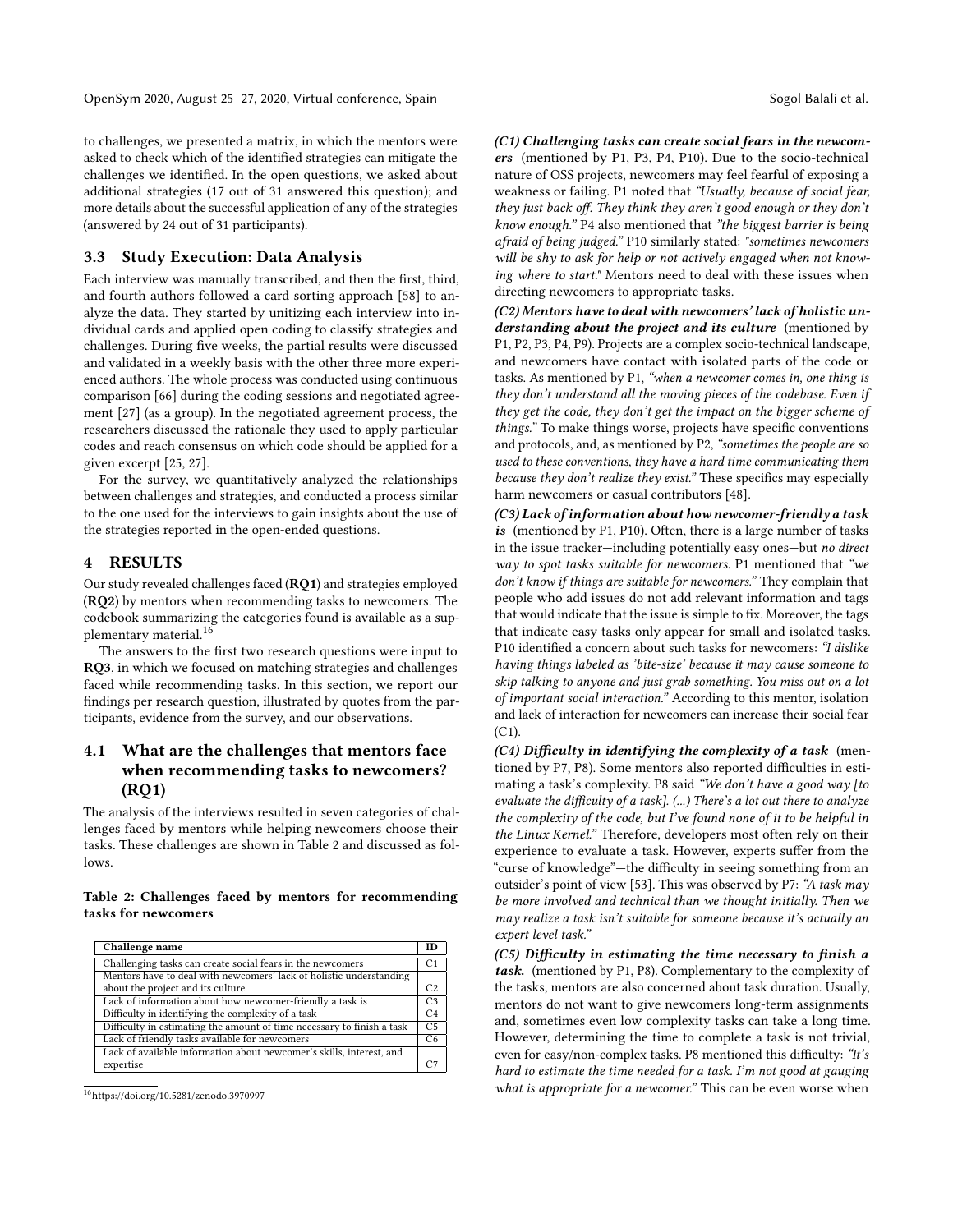to challenges, we presented a matrix, in which the mentors were asked to check which of the identified strategies can mitigate the challenges we identified. In the open questions, we asked about additional strategies (17 out of 31 answered this question); and more details about the successful application of any of the strategies (answered by 24 out of 31 participants).

### 3.3 Study Execution: Data Analysis

Each interview was manually transcribed, and then the first, third, and fourth authors followed a card sorting approach [58] to analyze the data. They started by unitizing each interview into individual cards and applied open coding to classify strategies and challenges. During five weeks, the partial results were discussed and validated in a weekly basis with the other three more experienced authors. The whole process was conducted using continuous comparison [66] during the coding sessions and negotiated agreement [27] (as a group). In the negotiated agreement process, the researchers discussed the rationale they used to apply particular codes and reach consensus on which code should be applied for a given excerpt [25, 27].

For the survey, we quantitatively analyzed the relationships between challenges and strategies, and conducted a process similar to the one used for the interviews to gain insights about the use of the strategies reported in the open-ended questions.

## 4 RESULTS

Our study revealed challenges faced (**RQ1**) and strategies employed (**RQ2**) by mentors when recommending tasks to newcomers. The codebook summarizing the categories found is available as a supplementary material.[16]

The answers to the first two research questions were input to **RQ3**, in which we focused on matching strategies and challenges faced while recommending tasks. In this section, we report our findings per research question, illustrated by quotes from the participants, evidence from the survey, and our observations.

### 4.1 What are the challenges that mentors face when recommending tasks to newcomers? (RQ1)

The analysis of the interviews resulted in seven categories of challenges faced by mentors while helping newcomers choose their tasks. These challenges are shown in Table 2 and discussed as follows.

**Table 2: Challenges faced by mentors for recommending tasks for newcomers**

| Challenge name | ID |
|---|---|
| Challenging tasks can create social fears in the newcomers | C1 |
| Mentors have to deal with newcomers' lack of holistic understanding about the project and its culture | C2 |
| Lack of information about how newcomer-friendly a task is | C3 |
| Difficulty in identifying the complexity of a task | C4 |
| Difficulty in estimating the amount of time necessary to finish a task | C5 |
| Lack of friendly tasks available for newcomers | C6 |
| Lack of available information about newcomer's skills, interest, and expertise | C7 |

[16] https://doi.org/10.5281/zenodo.3970997

***(C1) Challenging tasks can create social fears in the newcomers*** (mentioned by P1, P3, P4, P10). Due to the socio-technical nature of OSS projects, newcomers may feel fearful of exposing a weakness or failing. P1 noted that *"Usually, because of social fear, they just back off. They think they aren't good enough or they don't know enough."* P4 also mentioned that *"the biggest barrier is being afraid of being judged."* P10 similarly stated: *"sometimes newcomers will be shy to ask for help or not actively engaged when not knowing where to start."* Mentors need to deal with these issues when directing newcomers to appropriate tasks.

***(C2) Mentors have to deal with newcomers' lack of holistic understanding about the project and its culture*** (mentioned by P1, P2, P3, P4, P9). Projects are a complex socio-technical landscape, and newcomers have contact with isolated parts of the code or tasks. As mentioned by P1, *"when a newcomer comes in, one thing is they don't understand all the moving pieces of the codebase. Even if they get the code, they don't get the impact on the bigger scheme of things."* To make things worse, projects have specific conventions and protocols, and, as mentioned by P2, *"sometimes the people are so used to these conventions, they have a hard time communicating them because they don't realize they exist."* These specifics may especially harm newcomers or casual contributors [48].

***(C3) Lack of information about how newcomer-friendly a task is*** (mentioned by P1, P10). Often, there is a large number of tasks in the issue tracker—including potentially easy ones—but *no direct way to spot tasks suitable for newcomers*. P1 mentioned that *"we don't know if things are suitable for newcomers."* They complain that people who add issues do not add relevant information and tags that would indicate that the issue is simple to fix. Moreover, the tags that indicate easy tasks only appear for small and isolated tasks. P10 identified a concern about such tasks for newcomers: *"I dislike having things labeled as 'bite-size' because it may cause someone to skip talking to anyone and just grab something. You miss out on a lot of important social interaction."* According to this mentor, isolation and lack of interaction for newcomers can increase their social fear (C1).

***(C4) Difficulty in identifying the complexity of a task*** (mentioned by P7, P8). Some mentors also reported difficulties in estimating a task's complexity. P8 said *"We don't have a good way [to evaluate the difficulty of a task]. (...) There's a lot out there to analyze the complexity of the code, but I've found none of it to be helpful in the Linux Kernel."* Therefore, developers most often rely on their experience to evaluate a task. However, experts suffer from the "curse of knowledge"—the difficulty in seeing something from an outsider's point of view [53]. This was observed by P7: *"A task may be more involved and technical than we thought initially. Then we may realize a task isn't suitable for someone because it's actually an expert level task."*

***(C5) Difficulty in estimating the time necessary to finish a task.*** (mentioned by P1, P8). Complementary to the complexity of the tasks, mentors are also concerned about task duration. Usually, mentors do not want to give newcomers long-term assignments and, sometimes even low complexity tasks can take a long time. However, determining the time to complete a task is not trivial, even for easy/non-complex tasks. P8 mentioned this difficulty: *"It's hard to estimate the time needed for a task. I'm not good at gauging what is appropriate for a newcomer."* This can be even worse when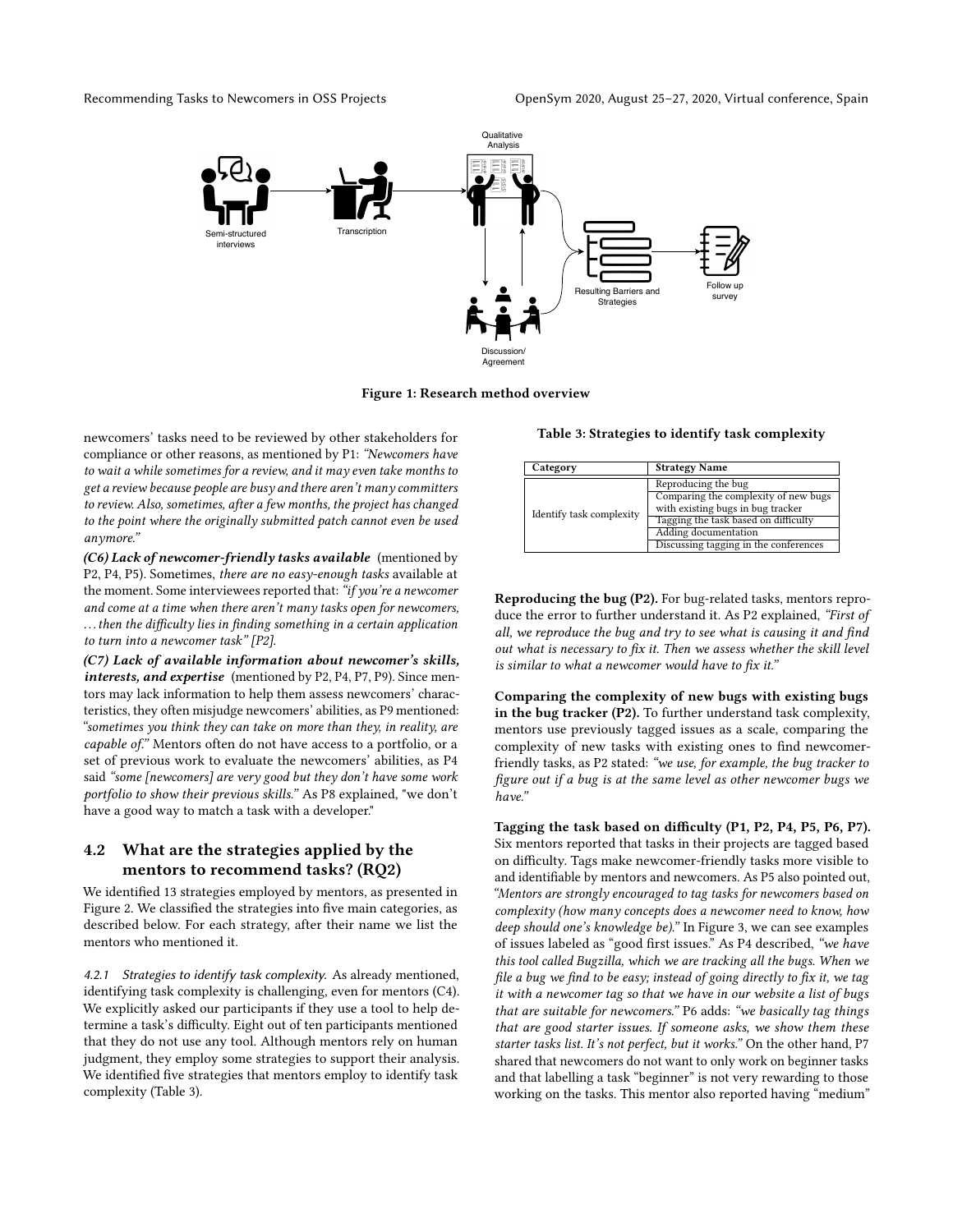Figure 1: Research method overview

newcomers' tasks need to be reviewed by other stakeholders for compliance or other reasons, as mentioned by P1: *"Newcomers have to wait a while sometimes for a review, and it may even take months to get a review because people are busy and there aren't many committers to review. Also, sometimes, after a few months, the project has changed to the point where the originally submitted patch cannot even be used anymore."*

***(C6) Lack of newcomer-friendly tasks available*** (mentioned by P2, P4, P5). Sometimes, *there are no easy-enough tasks* available at the moment. Some interviewees reported that: *"if you're a newcomer and come at a time when there aren't many tasks open for newcomers, ... then the difficulty lies in finding something in a certain application to turn into a newcomer task" [P2].*

***(C7) Lack of available information about newcomer's skills, interests, and expertise*** (mentioned by P2, P4, P7, P9). Since mentors may lack information to help them assess newcomers' characteristics, they often misjudge newcomers' abilities, as P9 mentioned: *"sometimes you think they can take on more than they, in reality, are capable of."* Mentors often do not have access to a portfolio, or a set of previous work to evaluate the newcomers' abilities, as P4 said *"some [newcomers] are very good but they don't have some work portfolio to show their previous skills."* As P8 explained, "we don't have a good way to match a task with a developer."

## 4.2 What are the strategies applied by the mentors to recommend tasks? (RQ2)

We identified 13 strategies employed by mentors, as presented in Figure 2. We classified the strategies into five main categories, as described below. For each strategy, after their name we list the mentors who mentioned it.

*4.2.1 Strategies to identify task complexity.* As already mentioned, identifying task complexity is challenging, even for mentors (C4). We explicitly asked our participants if they use a tool to help determine a task's difficulty. Eight out of ten participants mentioned that they do not use any tool. Although mentors rely on human judgment, they employ some strategies to support their analysis. We identified five strategies that mentors employ to identify task complexity (Table 3).

**Table 3: Strategies to identify task complexity**

| Category | Strategy Name |
|---|---|
| Identify task complexity | Reproducing the bug |
| | Comparing the complexity of new bugs with existing bugs in bug tracker |
| | Tagging the task based on difficulty |
| | Adding documentation |
| | Discussing tagging in the conferences |

**Reproducing the bug (P2).** For bug-related tasks, mentors reproduce the error to further understand it. As P2 explained, *"First of all, we reproduce the bug and try to see what is causing it and find out what is necessary to fix it. Then we assess whether the skill level is similar to what a newcomer would have to fix it."*

**Comparing the complexity of new bugs with existing bugs in the bug tracker (P2).** To further understand task complexity, mentors use previously tagged issues as a scale, comparing the complexity of new tasks with existing ones to find newcomer-friendly tasks, as P2 stated: *"we use, for example, the bug tracker to figure out if a bug is at the same level as other newcomer bugs we have."*

**Tagging the task based on difficulty (P1, P2, P4, P5, P6, P7).** Six mentors reported that tasks in their projects are tagged based on difficulty. Tags make newcomer-friendly tasks more visible to and identifiable by mentors and newcomers. As P5 also pointed out, *"Mentors are strongly encouraged to tag tasks for newcomers based on complexity (how many concepts does a newcomer need to know, how deep should one's knowledge be)."* In Figure 3, we can see examples of issues labeled as "good first issues." As P4 described, *"we have this tool called Bugzilla, which we are tracking all the bugs. When we file a bug we find to be easy; instead of going directly to fix it, we tag it with a newcomer tag so that we have in our website a list of bugs that are suitable for newcomers."* P6 adds: *"we basically tag things that are good starter issues. If someone asks, we show them these starter tasks list. It's not perfect, but it works."* On the other hand, P7 shared that newcomers do not want to only work on beginner tasks and that labelling a task "beginner" is not very rewarding to those working on the tasks. This mentor also reported having "medium"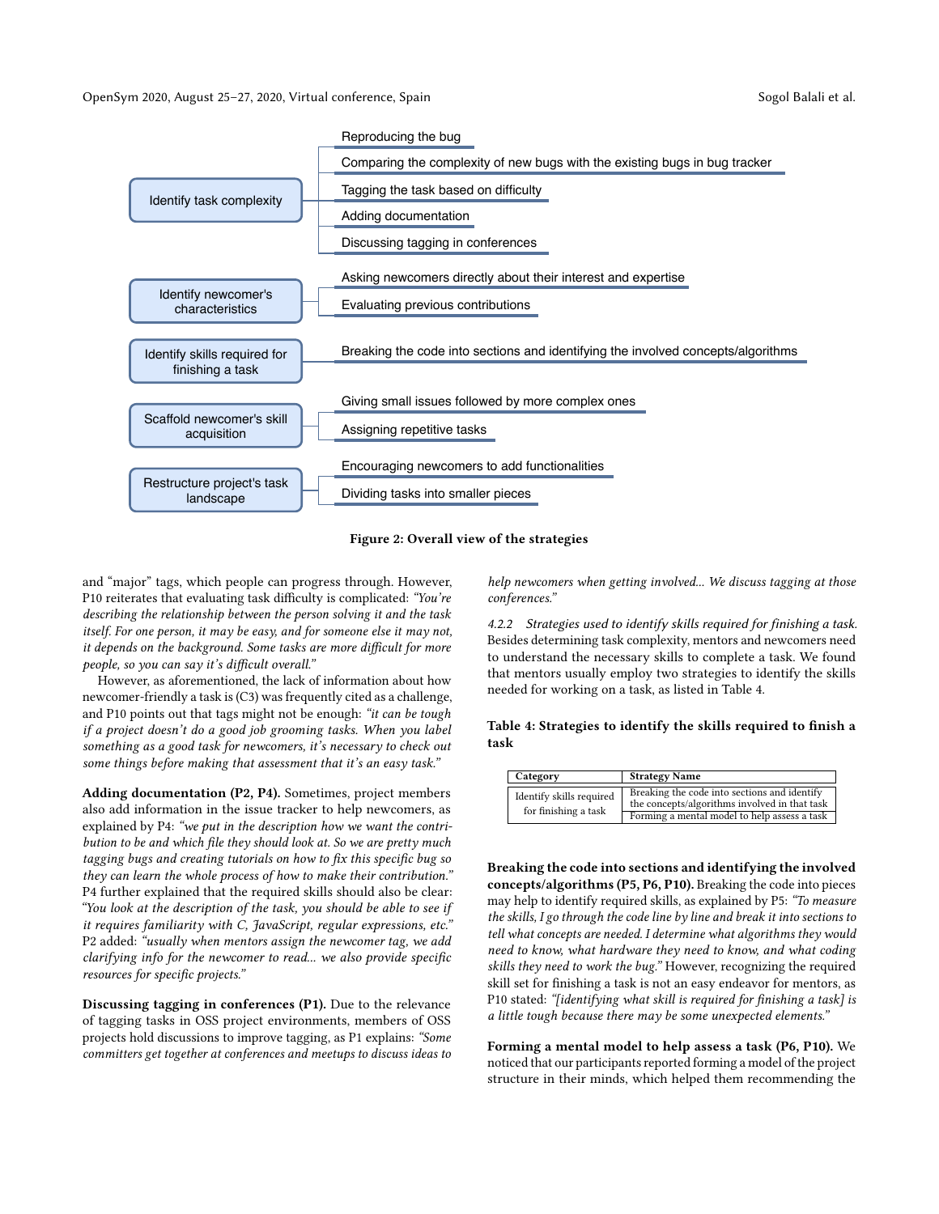Identify task complexity
- Reproducing the bug
- Comparing the complexity of new bugs with the existing bugs in bug tracker
- Tagging the task based on difficulty
- Adding documentation
- Discussing tagging in conferences

Identify newcomer's characteristics
- Asking newcomers directly about their interest and expertise
- Evaluating previous contributions

Identify skills required for finishing a task
- Breaking the code into sections and identifying the involved concepts/algorithms

Scaffold newcomer's skill acquisition
- Giving small issues followed by more complex ones
- Assigning repetitive tasks

Restructure project's task landscape
- Encouraging newcomers to add functionalities
- Dividing tasks into smaller pieces

**Figure 2: Overall view of the strategies**

and "major" tags, which people can progress through. However, P10 reiterates that evaluating task difficulty is complicated: *"You're describing the relationship between the person solving it and the task itself. For one person, it may be easy, and for someone else it may not, it depends on the background. Some tasks are more difficult for more people, so you can say it's difficult overall."*

However, as aforementioned, the lack of information about how newcomer-friendly a task is (C3) was frequently cited as a challenge, and P10 points out that tags might not be enough: *"it can be tough if a project doesn't do a good job grooming tasks. When you label something as a good task for newcomers, it's necessary to check out some things before making that assessment that it's an easy task."*

**Adding documentation (P2, P4).** Sometimes, project members also add information in the issue tracker to help newcomers, as explained by P4: *"we put in the description how we want the contribution to be and which file they should look at. So we are pretty much tagging bugs and creating tutorials on how to fix this specific bug so they can learn the whole process of how to make their contribution."* P4 further explained that the required skills should also be clear: *"You look at the description of the task, you should be able to see if it requires familiarity with C, JavaScript, regular expressions, etc."* P2 added: *"usually when mentors assign the newcomer tag, we add clarifying info for the newcomer to read... we also provide specific resources for specific projects."*

**Discussing tagging in conferences (P1).** Due to the relevance of tagging tasks in OSS project environments, members of OSS projects hold discussions to improve tagging, as P1 explains: *"Some committers get together at conferences and meetups to discuss ideas to help newcomers when getting involved... We discuss tagging at those conferences."*

*4.2.2 Strategies used to identify skills required for finishing a task.* Besides determining task complexity, mentors and newcomers need to understand the necessary skills to complete a task. We found that mentors usually employ two strategies to identify the skills needed for working on a task, as listed in Table 4.

**Table 4: Strategies to identify the skills required to finish a task**

| Category | Strategy Name |
|---|---|
| Identify skills required for finishing a task | Breaking the code into sections and identify the concepts/algorithms involved in that task |
| | Forming a mental model to help assess a task |

**Breaking the code into sections and identifying the involved concepts/algorithms (P5, P6, P10).** Breaking the code into pieces may help to identify required skills, as explained by P5: *"To measure the skills, I go through the code line by line and break it into sections to tell what concepts are needed. I determine what algorithms they would need to know, what hardware they need to know, and what coding skills they need to work the bug."* However, recognizing the required skill set for finishing a task is not an easy endeavor for mentors, as P10 stated: *"[identifying what skill is required for finishing a task] is a little tough because there may be some unexpected elements."*

**Forming a mental model to help assess a task (P6, P10).** We noticed that our participants reported forming a model of the project structure in their minds, which helped them recommending the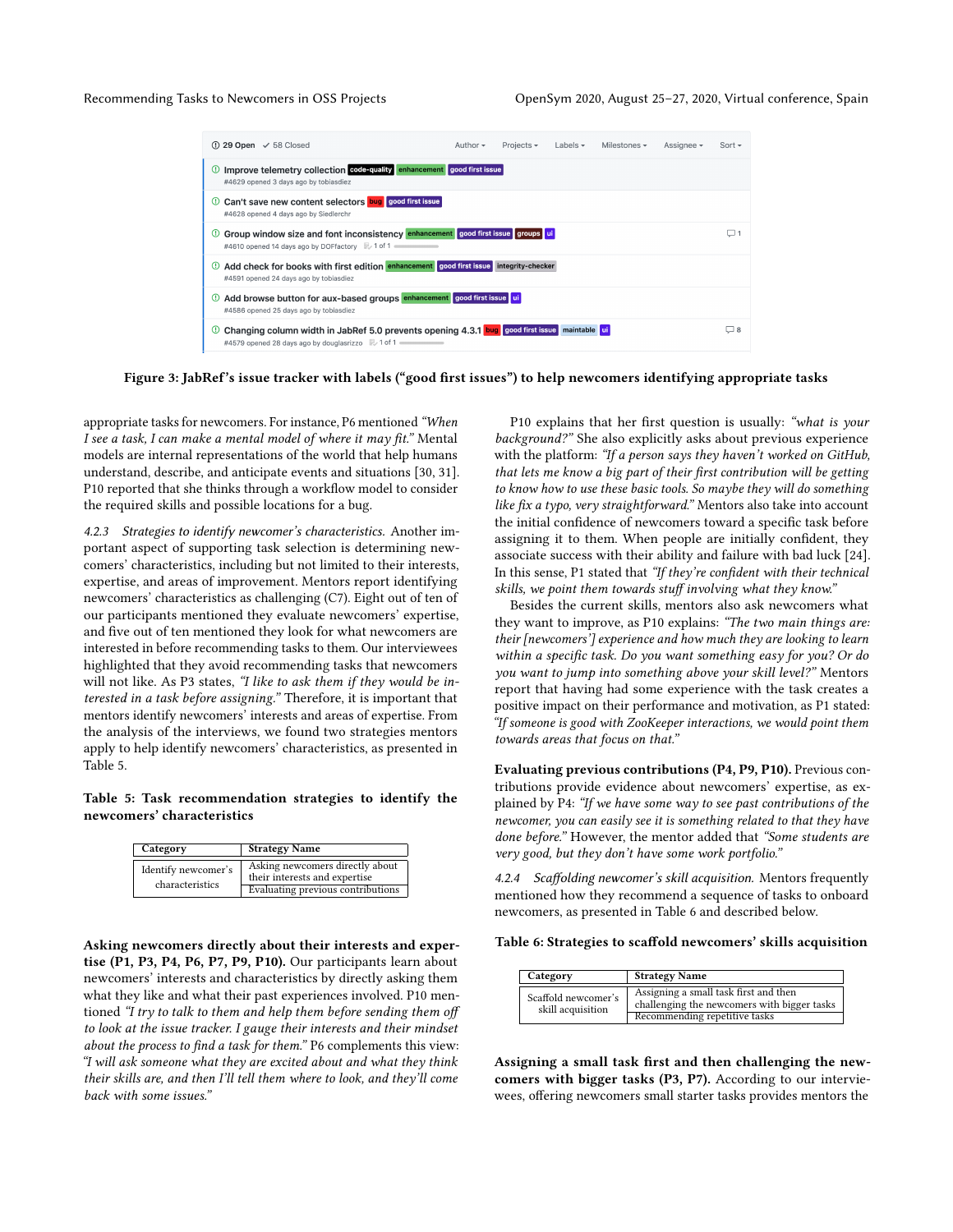Figure 3: JabRef's issue tracker with labels ("good first issues") to help newcomers identifying appropriate tasks

appropriate tasks for newcomers. For instance, P6 mentioned *"When I see a task, I can make a mental model of where it may fit."* Mental models are internal representations of the world that help humans understand, describe, and anticipate events and situations [30, 31]. P10 reported that she thinks through a workflow model to consider the required skills and possible locations for a bug.

#### 4.2.3 Strategies to identify newcomer's characteristics.

Another important aspect of supporting task selection is determining newcomers' characteristics, including but not limited to their interests, expertise, and areas of improvement. Mentors report identifying newcomers' characteristics as challenging (C7). Eight out of ten of our participants mentioned they evaluate newcomers' expertise, and five out of ten mentioned they look for what newcomers are interested in before recommending tasks to them. Our interviewees highlighted that they avoid recommending tasks that newcomers will not like. As P3 states, *"I like to ask them if they would be interested in a task before assigning."* Therefore, it is important that mentors identify newcomers' interests and areas of expertise. From the analysis of the interviews, we found two strategies mentors apply to help identify newcomers' characteristics, as presented in Table 5.

**Table 5: Task recommendation strategies to identify the newcomers' characteristics**

| Category | Strategy Name |
|---|---|
| Identify newcomer's characteristics | Asking newcomers directly about their interests and expertise |
| | Evaluating previous contributions |

**Asking newcomers directly about their interests and expertise (P1, P3, P4, P6, P7, P9, P10).** Our participants learn about newcomers' interests and characteristics by directly asking them what they like and what their past experiences involved. P10 mentioned *"I try to talk to them and help them before sending them off to look at the issue tracker. I gauge their interests and their mindset about the process to find a task for them."* P6 complements this view: *"I will ask someone what they are excited about and what they think their skills are, and then I'll tell them where to look, and they'll come back with some issues."*

P10 explains that her first question is usually: *"what is your background?"* She also explicitly asks about previous experience with the platform: *"If a person says they haven't worked on GitHub, that lets me know a big part of their first contribution will be getting to know how to use these basic tools. So maybe they will do something like fix a typo, very straightforward."* Mentors also take into account the initial confidence of newcomers toward a specific task before assigning it to them. When people are initially confident, they associate success with their ability and failure with bad luck [24]. In this sense, P1 stated that *"If they're confident with their technical skills, we point them towards stuff involving what they know."*

Besides the current skills, mentors also ask newcomers what they want to improve, as P10 explains: *"The two main things are: their [newcomers'] experience and how much they are looking to learn within a specific task. Do you want something easy for you? Or do you want to jump into something above your skill level?"* Mentors report that having had some experience with the task creates a positive impact on their performance and motivation, as P1 stated: *"If someone is good with ZooKeeper interactions, we would point them towards areas that focus on that."*

**Evaluating previous contributions (P4, P9, P10).** Previous contributions provide evidence about newcomers' expertise, as explained by P4: *"If we have some way to see past contributions of the newcomer, you can easily see it is something related to that they have done before."* However, the mentor added that *"Some students are very good, but they don't have some work portfolio."*

#### 4.2.4 Scaffolding newcomer's skill acquisition.

Mentors frequently mentioned how they recommend a sequence of tasks to onboard newcomers, as presented in Table 6 and described below.

**Table 6: Strategies to scaffold newcomers' skills acquisition**

| Category | Strategy Name |
|---|---|
| Scaffold newcomer's skill acquisition | Assigning a small task first and then challenging the newcomers with bigger tasks |
| | Recommending repetitive tasks |

**Assigning a small task first and then challenging the newcomers with bigger tasks (P3, P7).** According to our interviewees, offering newcomers small starter tasks provides mentors the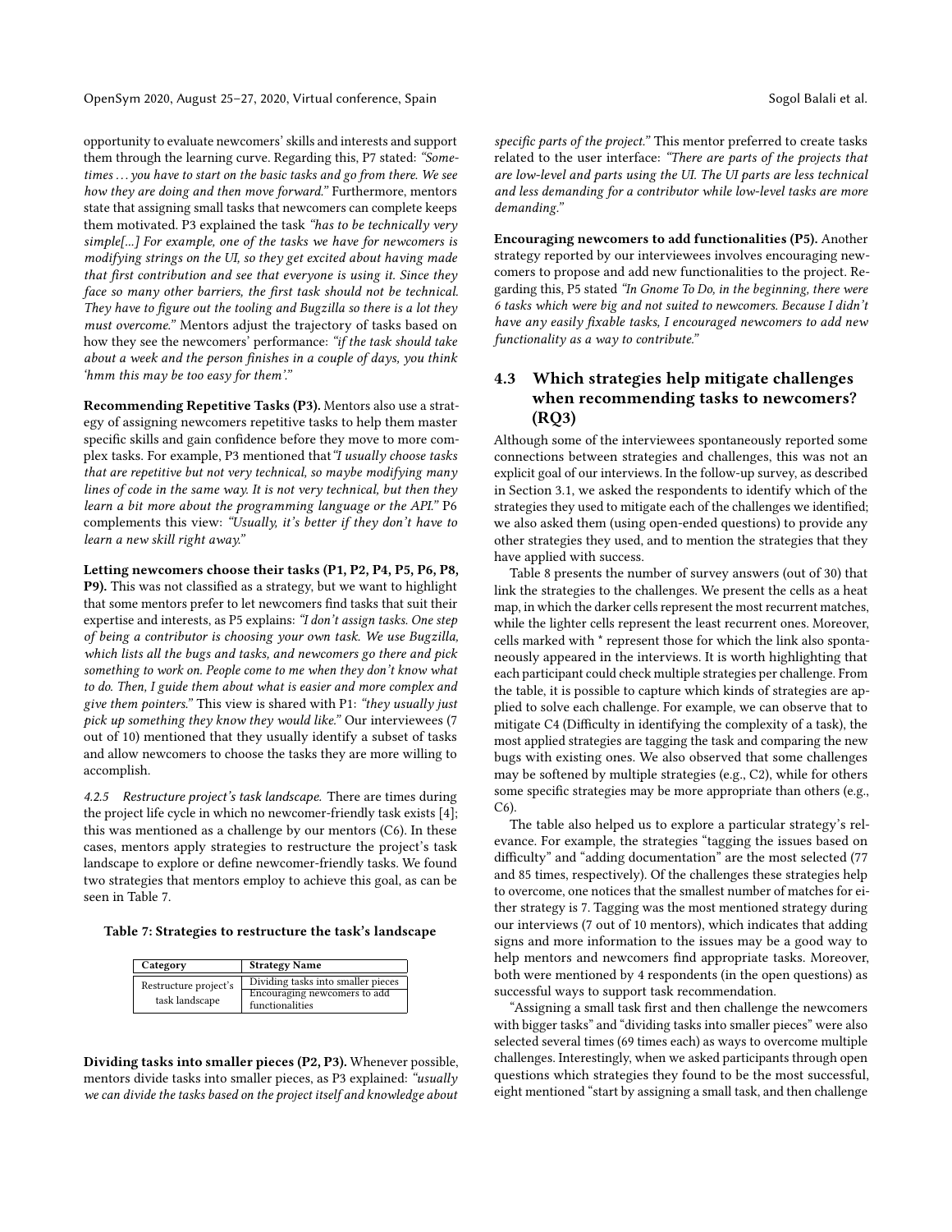opportunity to evaluate newcomers' skills and interests and support them through the learning curve. Regarding this, P7 stated: *"Sometimes . . . you have to start on the basic tasks and go from there. We see how they are doing and then move forward."* Furthermore, mentors state that assigning small tasks that newcomers can complete keeps them motivated. P3 explained the task *"has to be technically very simple[...] For example, one of the tasks we have for newcomers is modifying strings on the UI, so they get excited about having made that first contribution and see that everyone is using it. Since they face so many other barriers, the first task should not be technical. They have to figure out the tooling and Bugzilla so there is a lot they must overcome."* Mentors adjust the trajectory of tasks based on how they see the newcomers' performance: *"if the task should take about a week and the person finishes in a couple of days, you think 'hmm this may be too easy for them'."*

**Recommending Repetitive Tasks (P3).** Mentors also use a strategy of assigning newcomers repetitive tasks to help them master specific skills and gain confidence before they move to more complex tasks. For example, P3 mentioned that *"I usually choose tasks that are repetitive but not very technical, so maybe modifying many lines of code in the same way. It is not very technical, but then they learn a bit more about the programming language or the API."* P6 complements this view: *"Usually, it's better if they don't have to learn a new skill right away."*

**Letting newcomers choose their tasks (P1, P2, P4, P5, P6, P8, P9).** This was not classified as a strategy, but we want to highlight that some mentors prefer to let newcomers find tasks that suit their expertise and interests, as P5 explains: *"I don't assign tasks. One step of being a contributor is choosing your own task. We use Bugzilla, which lists all the bugs and tasks, and newcomers go there and pick something to work on. People come to me when they don't know what to do. Then, I guide them about what is easier and more complex and give them pointers."* This view is shared with P1: *"they usually just pick up something they know they would like."* Our interviewees (7 out of 10) mentioned that they usually identify a subset of tasks and allow newcomers to choose the tasks they are more willing to accomplish.

*4.2.5 Restructure project's task landscape.* There are times during the project life cycle in which no newcomer-friendly task exists [4]; this was mentioned as a challenge by our mentors (C6). In these cases, mentors apply strategies to restructure the project's task landscape to explore or define newcomer-friendly tasks. We found two strategies that mentors employ to achieve this goal, as can be seen in Table 7.

**Table 7: Strategies to restructure the task's landscape**

| Category | Strategy Name |
|---|---|
| Restructure project's task landscape | Dividing tasks into smaller pieces |
| | Encouraging newcomers to add functionalities |

**Dividing tasks into smaller pieces (P2, P3).** Whenever possible, mentors divide tasks into smaller pieces, as P3 explained: *"usually we can divide the tasks based on the project itself and knowledge about specific parts of the project."* This mentor preferred to create tasks related to the user interface: *"There are parts of the projects that are low-level and parts using the UI. The UI parts are less technical and less demanding for a contributor while low-level tasks are more demanding."*

**Encouraging newcomers to add functionalities (P5).** Another strategy reported by our interviewees involves encouraging newcomers to propose and add new functionalities to the project. Regarding this, P5 stated *"In Gnome To Do, in the beginning, there were 6 tasks which were big and not suited to newcomers. Because I didn't have any easily fixable tasks, I encouraged newcomers to add new functionality as a way to contribute."*

### 4.3 Which strategies help mitigate challenges when recommending tasks to newcomers? (RQ3)

Although some of the interviewees spontaneously reported some connections between strategies and challenges, this was not an explicit goal of our interviews. In the follow-up survey, as described in Section 3.1, we asked the respondents to identify which of the strategies they used to mitigate each of the challenges we identified; we also asked them (using open-ended questions) to provide any other strategies they used, and to mention the strategies that they have applied with success.

Table 8 presents the number of survey answers (out of 30) that link the strategies to the challenges. We present the cells as a heat map, in which the darker cells represent the most recurrent matches, while the lighter cells represent the least recurrent ones. Moreover, cells marked with * represent those for which the link also spontaneously appeared in the interviews. It is worth highlighting that each participant could check multiple strategies per challenge. From the table, it is possible to capture which kinds of strategies are applied to solve each challenge. For example, we can observe that to mitigate C4 (Difficulty in identifying the complexity of a task), the most applied strategies are tagging the task and comparing the new bugs with existing ones. We also observed that some challenges may be softened by multiple strategies (e.g., C2), while for others some specific strategies may be more appropriate than others (e.g., C6).

The table also helped us to explore a particular strategy's relevance. For example, the strategies "tagging the issues based on difficulty" and "adding documentation" are the most selected (77 and 85 times, respectively). Of the challenges these strategies help to overcome, one notices that the smallest number of matches for either strategy is 7. Tagging was the most mentioned strategy during our interviews (7 out of 10 mentors), which indicates that adding signs and more information to the issues may be a good way to help mentors and newcomers find appropriate tasks. Moreover, both were mentioned by 4 respondents (in the open questions) as successful ways to support task recommendation.

"Assigning a small task first and then challenge the newcomers with bigger tasks" and "dividing tasks into smaller pieces" were also selected several times (69 times each) as ways to overcome multiple challenges. Interestingly, when we asked participants through open questions which strategies they found to be the most successful, eight mentioned "start by assigning a small task, and then challenge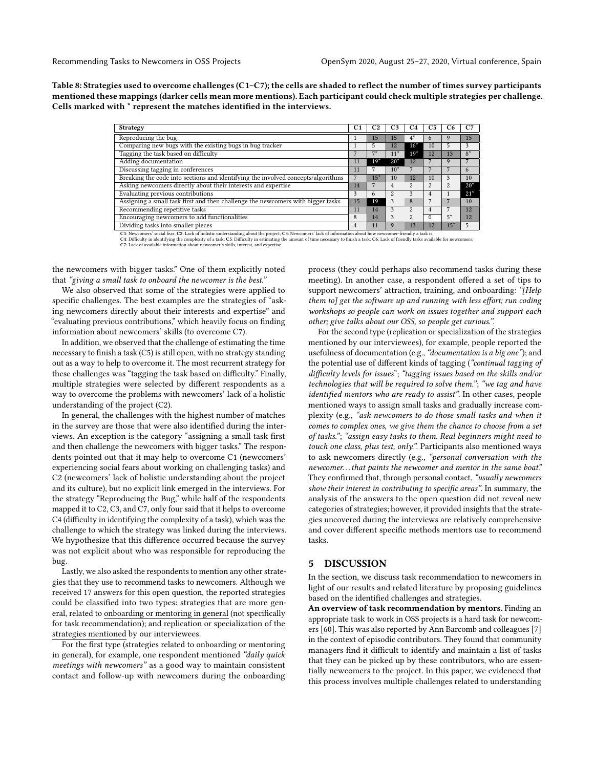**Table 8: Strategies used to overcome challenges (C1–C7); the cells are shaded to reflect the number of times survey participants mentioned these mappings (darker cells mean more mentions). Each participant could check multiple strategies per challenge. Cells marked with * represent the matches identified in the interviews.**

| Strategy | C1 | C2 | C3 | C4 | C5 | C6 | C7 |
|---|---|---|---|---|---|---|---|
| Reproducing the bug | 1 | 15 | 15 | 4* | 6 | 9 | 15 |
| Comparing new bugs with the existing bugs in bug tracker | 1 | 5 | 12 | 16* | 10 | 5 | 3 |
| Tagging the task based on difficulty | 7 | 7* | 11* | 19* | 12 | 13 | 8* |
| Adding documentation | 11 | 19* | 20* | 12 | 7 | 9 | 7 |
| Discussing tagging in conferences | 11 | 7 | 10* | 7 | 7 | 7 | 6 |
| Breaking the code into sections and identifying the involved concepts/algorithms | 7 | 15* | 10 | 12 | 10 | 3 | 10 |
| Asking newcomers directly about their interests and expertise | 14 | 7 | 4 | 2 | 2 | 2 | 20* |
| Evaluating previous contributions | 3 | 6 | 2 | 3 | 4 | 1 | 21* |
| Assigning a small task first and then challenge the newcomers with bigger tasks | 15 | 19 | 3 | 8 | 7 | 7 | 10 |
| Recommending repetitive tasks | 11 | 14 | 3 | 2 | 4 | 7 | 12 |
| Encouraging newcomers to add functionalities | 8 | 14 | 3 | 2 | 0 | 5* | 12 |
| Dividing tasks into smaller pieces | 4 | 11 | 9 | 13 | 12 | 15* | 5 |

**C1**: Newcomers' social fear; **C2**: Lack of holistic understanding about the project; **C3**: Newcomers' lack of information about how newcomer-friendly a task is;
**C4**: Difficulty in identifying the complexity of a task; **C5**: Difficulty in estimating the amount of time necessary to finish a task; **C6**: Lack of friendly tasks available for newcomers;
**C7**: Lack of available information about newcomer's skills, interest, and expertise

the newcomers with bigger tasks." One of them explicitly noted that *"giving a small task to onboard the newcomer is the best."*

We also observed that some of the strategies were applied to specific challenges. The best examples are the strategies of "asking newcomers directly about their interests and expertise" and "evaluating previous contributions," which heavily focus on finding information about newcomers' skills (to overcome C7).

In addition, we observed that the challenge of estimating the time necessary to finish a task (C5) is still open, with no strategy standing out as a way to help to overcome it. The most recurrent strategy for these challenges was "tagging the task based on difficulty." Finally, multiple strategies were selected by different respondents as a way to overcome the problems with newcomers' lack of a holistic understanding of the project (C2).

In general, the challenges with the highest number of matches in the survey are those that were also identified during the interviews. An exception is the category "assigning a small task first and then challenge the newcomers with bigger tasks." The respondents pointed out that it may help to overcome C1 (newcomers' experiencing social fears about working on challenging tasks) and C2 (newcomers' lack of holistic understanding about the project and its culture), but no explicit link emerged in the interviews. For the strategy "Reproducing the Bug," while half of the respondents mapped it to C2, C3, and C7, only four said that it helps to overcome C4 (difficulty in identifying the complexity of a task), which was the challenge to which the strategy was linked during the interviews. We hypothesize that this difference occurred because the survey was not explicit about who was responsible for reproducing the bug.

Lastly, we also asked the respondents to mention any other strategies that they use to recommend tasks to newcomers. Although we received 17 answers for this open question, the reported strategies could be classified into two types: strategies that are more general, related to onboarding or mentoring in general (not specifically for task recommendation); and replication or specialization of the strategies mentioned by our interviewees.

For the first type (strategies related to onboarding or mentoring in general), for example, one respondent mentioned *"daily quick meetings with newcomers"* as a good way to maintain consistent contact and follow-up with newcomers during the onboarding process (they could perhaps also recommend tasks during these meeting). In another case, a respondent offered a set of tips to support newcomers' attraction, training, and onboarding: *"[Help them to] get the software up and running with less effort; run coding workshops so people can work on issues together and support each other; give talks about our OSS, so people get curious."*.

For the second type (replication or specialization of the strategies mentioned by our interviewees), for example, people reported the usefulness of documentation (e.g., *"documentation is a big one"*); and the potential use of different kinds of tagging (*"continual tagging of difficulty levels for issues"*; *"tagging issues based on the skills and/or technologies that will be required to solve them."*; *"we tag and have identified mentors who are ready to assist"*. In other cases, people mentioned ways to assign small tasks and gradually increase complexity (e.g., *"ask newcomers to do those small tasks and when it comes to complex ones, we give them the chance to choose from a set of tasks."*; *"assign easy tasks to them. Real beginners might need to touch one class, plus test, only."*. Participants also mentioned ways to ask newcomers directly (e.g., *"personal conversation with the newcomer…that paints the newcomer and mentor in the same boat."* They confirmed that, through personal contact, *"usually newcomers show their interest in contributing to specific areas"*. In summary, the analysis of the answers to the open question did not reveal new categories of strategies; however, it provided insights that the strategies uncovered during the interviews are relatively comprehensive and cover different specific methods mentors use to recommend tasks.

## 5 DISCUSSION

In the section, we discuss task recommendation to newcomers in light of our results and related literature by proposing guidelines based on the identified challenges and strategies.

**An overview of task recommendation by mentors.** Finding an appropriate task to work in OSS projects is a hard task for newcomers [60]. This was also reported by Ann Barcomb and colleagues [7] in the context of episodic contributors. They found that community managers find it difficult to identify and maintain a list of tasks that they can be picked up by these contributors, who are essentially newcomers to the project. In this paper, we evidenced that this process involves multiple challenges related to understanding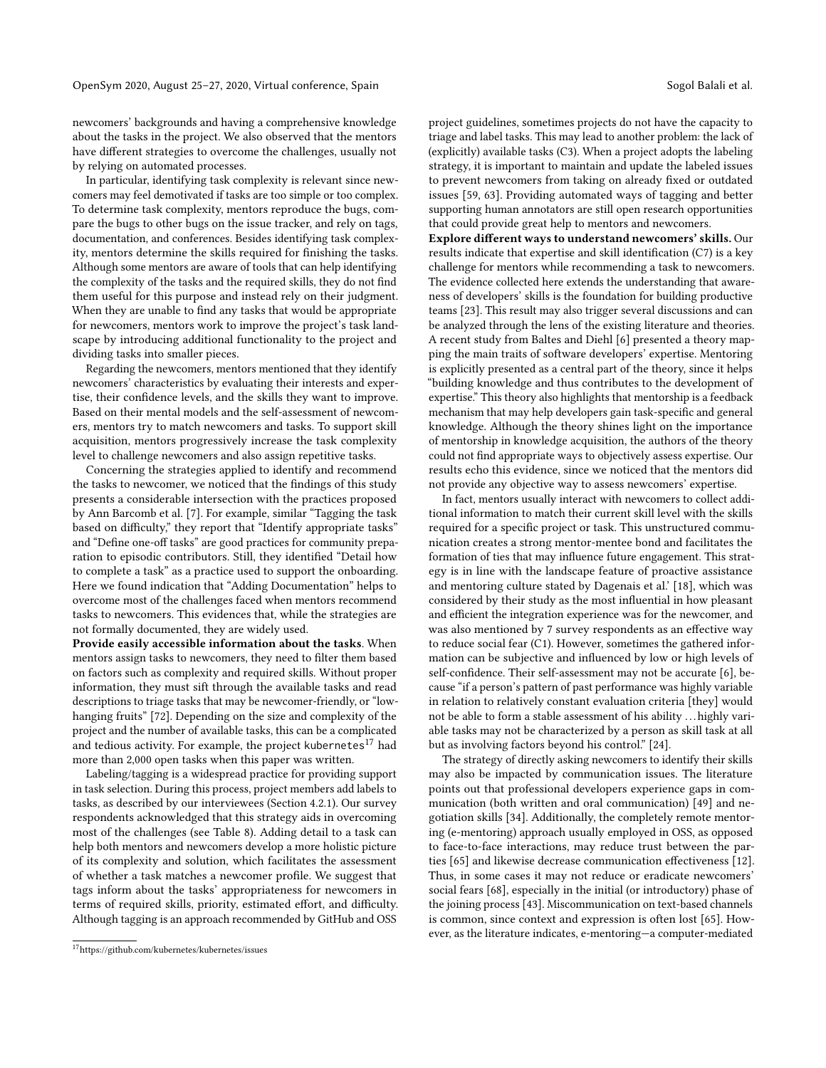newcomers' backgrounds and having a comprehensive knowledge about the tasks in the project. We also observed that the mentors have different strategies to overcome the challenges, usually not by relying on automated processes.

In particular, identifying task complexity is relevant since newcomers may feel demotivated if tasks are too simple or too complex. To determine task complexity, mentors reproduce the bugs, compare the bugs to other bugs on the issue tracker, and rely on tags, documentation, and conferences. Besides identifying task complexity, mentors determine the skills required for finishing the tasks. Although some mentors are aware of tools that can help identifying the complexity of the tasks and the required skills, they do not find them useful for this purpose and instead rely on their judgment. When they are unable to find any tasks that would be appropriate for newcomers, mentors work to improve the project's task landscape by introducing additional functionality to the project and dividing tasks into smaller pieces.

Regarding the newcomers, mentors mentioned that they identify newcomers' characteristics by evaluating their interests and expertise, their confidence levels, and the skills they want to improve. Based on their mental models and the self-assessment of newcomers, mentors try to match newcomers and tasks. To support skill acquisition, mentors progressively increase the task complexity level to challenge newcomers and also assign repetitive tasks.

Concerning the strategies applied to identify and recommend the tasks to newcomer, we noticed that the findings of this study presents a considerable intersection with the practices proposed by Ann Barcomb et al. [7]. For example, similar "Tagging the task based on difficulty," they report that "Identify appropriate tasks" and "Define one-off tasks" are good practices for community preparation to episodic contributors. Still, they identified "Detail how to complete a task" as a practice used to support the onboarding. Here we found indication that "Adding Documentation" helps to overcome most of the challenges faced when mentors recommend tasks to newcomers. This evidences that, while the strategies are not formally documented, they are widely used.

**Provide easily accessible information about the tasks**. When mentors assign tasks to newcomers, they need to filter them based on factors such as complexity and required skills. Without proper information, they must sift through the available tasks and read descriptions to triage tasks that may be newcomer-friendly, or "low-hanging fruits" [72]. Depending on the size and complexity of the project and the number of available tasks, this can be a complicated and tedious activity. For example, the project `kubernetes`[17] had more than 2,000 open tasks when this paper was written.

Labeling/tagging is a widespread practice for providing support in task selection. During this process, project members add labels to tasks, as described by our interviewees (Section 4.2.1). Our survey respondents acknowledged that this strategy aids in overcoming most of the challenges (see Table 8). Adding detail to a task can help both mentors and newcomers develop a more holistic picture of its complexity and solution, which facilitates the assessment of whether a task matches a newcomer profile. We suggest that tags inform about the tasks' appropriateness for newcomers in terms of required skills, priority, estimated effort, and difficulty. Although tagging is an approach recommended by GitHub and OSS project guidelines, sometimes projects do not have the capacity to triage and label tasks. This may lead to another problem: the lack of (explicitly) available tasks (C3). When a project adopts the labeling strategy, it is important to maintain and update the labeled issues to prevent newcomers from taking on already fixed or outdated issues [59, 63]. Providing automated ways of tagging and better supporting human annotators are still open research opportunities that could provide great help to mentors and newcomers.

**Explore different ways to understand newcomers' skills.** Our results indicate that expertise and skill identification (C7) is a key challenge for mentors while recommending a task to newcomers. The evidence collected here extends the understanding that awareness of developers' skills is the foundation for building productive teams [23]. This result may also trigger several discussions and can be analyzed through the lens of the existing literature and theories. A recent study from Baltes and Diehl [6] presented a theory mapping the main traits of software developers' expertise. Mentoring is explicitly presented as a central part of the theory, since it helps "building knowledge and thus contributes to the development of expertise." This theory also highlights that mentorship is a feedback mechanism that may help developers gain task-specific and general knowledge. Although the theory shines light on the importance of mentorship in knowledge acquisition, the authors of the theory could not find appropriate ways to objectively assess expertise. Our results echo this evidence, since we noticed that the mentors did not provide any objective way to assess newcomers' expertise.

In fact, mentors usually interact with newcomers to collect additional information to match their current skill level with the skills required for a specific project or task. This unstructured communication creates a strong mentor-mentee bond and facilitates the formation of ties that may influence future engagement. This strategy is in line with the landscape feature of proactive assistance and mentoring culture stated by Dagenais et al.' [18], which was considered by their study as the most influential in how pleasant and efficient the integration experience was for the newcomer, and was also mentioned by 7 survey respondents as an effective way to reduce social fear (C1). However, sometimes the gathered information can be subjective and influenced by low or high levels of self-confidence. Their self-assessment may not be accurate [6], because "if a person's pattern of past performance was highly variable in relation to relatively constant evaluation criteria [they] would not be able to form a stable assessment of his ability ... highly variable tasks may not be characterized by a person as skill task at all but as involving factors beyond his control." [24].

The strategy of directly asking newcomers to identify their skills may also be impacted by communication issues. The literature points out that professional developers experience gaps in communication (both written and oral communication) [49] and negotiation skills [34]. Additionally, the completely remote mentoring (e-mentoring) approach usually employed in OSS, as opposed to face-to-face interactions, may reduce trust between the parties [65] and likewise decrease communication effectiveness [12]. Thus, in some cases it may not reduce or eradicate newcomers' social fears [68], especially in the initial (or introductory) phase of the joining process [43]. Miscommunication on text-based channels is common, since context and expression is often lost [65]. However, as the literature indicates, e-mentoring—a computer-mediated

[17] https://github.com/kubernetes/kubernetes/issues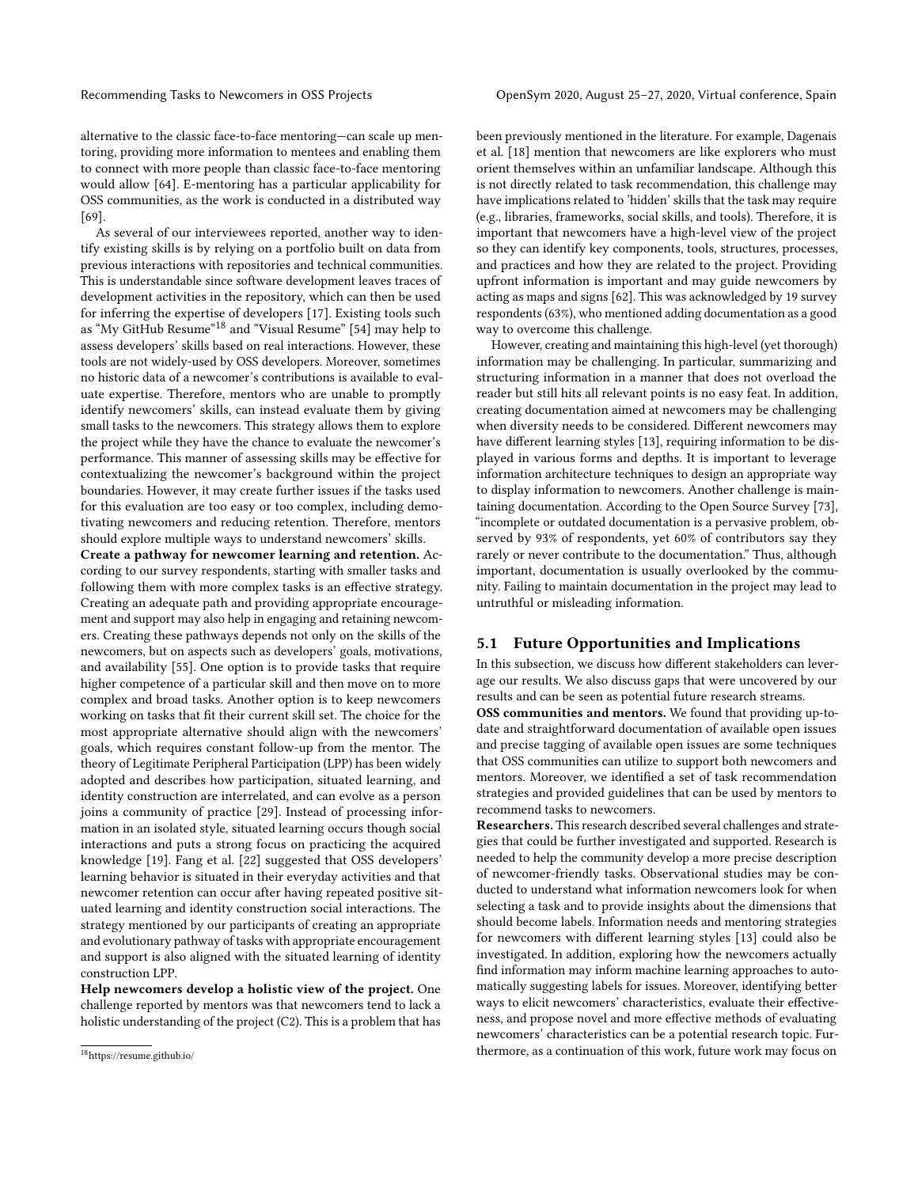alternative to the classic face-to-face mentoring—can scale up mentoring, providing more information to mentees and enabling them to connect with more people than classic face-to-face mentoring would allow [64]. E-mentoring has a particular applicability for OSS communities, as the work is conducted in a distributed way [69].

As several of our interviewees reported, another way to identify existing skills is by relying on a portfolio built on data from previous interactions with repositories and technical communities. This is understandable since software development leaves traces of development activities in the repository, which can then be used for inferring the expertise of developers [17]. Existing tools such as "My GitHub Resume"[18] and "Visual Resume" [54] may help to assess developers' skills based on real interactions. However, these tools are not widely-used by OSS developers. Moreover, sometimes no historic data of a newcomer's contributions is available to evaluate expertise. Therefore, mentors who are unable to promptly identify newcomers' skills, can instead evaluate them by giving small tasks to the newcomers. This strategy allows them to explore the project while they have the chance to evaluate the newcomer's performance. This manner of assessing skills may be effective for contextualizing the newcomer's background within the project boundaries. However, it may create further issues if the tasks used for this evaluation are too easy or too complex, including demotivating newcomers and reducing retention. Therefore, mentors should explore multiple ways to understand newcomers' skills.

**Create a pathway for newcomer learning and retention.** According to our survey respondents, starting with smaller tasks and following them with more complex tasks is an effective strategy. Creating an adequate path and providing appropriate encouragement and support may also help in engaging and retaining newcomers. Creating these pathways depends not only on the skills of the newcomers, but on aspects such as developers' goals, motivations, and availability [55]. One option is to provide tasks that require higher competence of a particular skill and then move on to more complex and broad tasks. Another option is to keep newcomers working on tasks that fit their current skill set. The choice for the most appropriate alternative should align with the newcomers' goals, which requires constant follow-up from the mentor. The theory of Legitimate Peripheral Participation (LPP) has been widely adopted and describes how participation, situated learning, and identity construction are interrelated, and can evolve as a person joins a community of practice [29]. Instead of processing information in an isolated style, situated learning occurs though social interactions and puts a strong focus on practicing the acquired knowledge [19]. Fang et al. [22] suggested that OSS developers' learning behavior is situated in their everyday activities and that newcomer retention can occur after having repeated positive situated learning and identity construction social interactions. The strategy mentioned by our participants of creating an appropriate and evolutionary pathway of tasks with appropriate encouragement and support is also aligned with the situated learning of identity construction LPP.

**Help newcomers develop a holistic view of the project.** One challenge reported by mentors was that newcomers tend to lack a holistic understanding of the project (C2). This is a problem that has been previously mentioned in the literature. For example, Dagenais et al. [18] mention that newcomers are like explorers who must orient themselves within an unfamiliar landscape. Although this is not directly related to task recommendation, this challenge may have implications related to 'hidden' skills that the task may require (e.g., libraries, frameworks, social skills, and tools). Therefore, it is important that newcomers have a high-level view of the project so they can identify key components, tools, structures, processes, and practices and how they are related to the project. Providing upfront information is important and may guide newcomers by acting as maps and signs [62]. This was acknowledged by 19 survey respondents (63%), who mentioned adding documentation as a good way to overcome this challenge.

However, creating and maintaining this high-level (yet thorough) information may be challenging. In particular, summarizing and structuring information in a manner that does not overload the reader but still hits all relevant points is no easy feat. In addition, creating documentation aimed at newcomers may be challenging when diversity needs to be considered. Different newcomers may have different learning styles [13], requiring information to be displayed in various forms and depths. It is important to leverage information architecture techniques to design an appropriate way to display information to newcomers. Another challenge is maintaining documentation. According to the Open Source Survey [73], "incomplete or outdated documentation is a pervasive problem, observed by 93% of respondents, yet 60% of contributors say they rarely or never contribute to the documentation." Thus, although important, documentation is usually overlooked by the community. Failing to maintain documentation in the project may lead to untruthful or misleading information.

## 5.1 Future Opportunities and Implications

In this subsection, we discuss how different stakeholders can leverage our results. We also discuss gaps that were uncovered by our results and can be seen as potential future research streams.

**OSS communities and mentors.** We found that providing up-to-date and straightforward documentation of available open issues and precise tagging of available open issues are some techniques that OSS communities can utilize to support both newcomers and mentors. Moreover, we identified a set of task recommendation strategies and provided guidelines that can be used by mentors to recommend tasks to newcomers.

**Researchers.** This research described several challenges and strategies that could be further investigated and supported. Research is needed to help the community develop a more precise description of newcomer-friendly tasks. Observational studies may be conducted to understand what information newcomers look for when selecting a task and to provide insights about the dimensions that should become labels. Information needs and mentoring strategies for newcomers with different learning styles [13] could also be investigated. In addition, exploring how the newcomers actually find information may inform machine learning approaches to automatically suggesting labels for issues. Moreover, identifying better ways to elicit newcomers' characteristics, evaluate their effectiveness, and propose novel and more effective methods of evaluating newcomers' characteristics can be a potential research topic. Furthermore, as a continuation of this work, future work may focus on

[18] https://resume.github.io/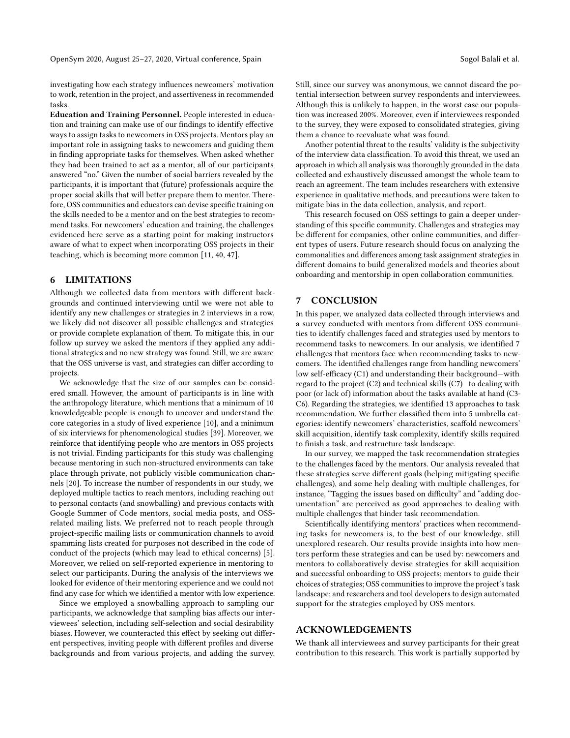investigating how each strategy influences newcomers' motivation to work, retention in the project, and assertiveness in recommended tasks.

**Education and Training Personnel.** People interested in education and training can make use of our findings to identify effective ways to assign tasks to newcomers in OSS projects. Mentors play an important role in assigning tasks to newcomers and guiding them in finding appropriate tasks for themselves. When asked whether they had been trained to act as a mentor, all of our participants answered "no." Given the number of social barriers revealed by the participants, it is important that (future) professionals acquire the proper social skills that will better prepare them to mentor. Therefore, OSS communities and educators can devise specific training on the skills needed to be a mentor and on the best strategies to recommend tasks. For newcomers' education and training, the challenges evidenced here serve as a starting point for making instructors aware of what to expect when incorporating OSS projects in their teaching, which is becoming more common [11, 40, 47].

## 6 LIMITATIONS

Although we collected data from mentors with different backgrounds and continued interviewing until we were not able to identify any new challenges or strategies in 2 interviews in a row, we likely did not discover all possible challenges and strategies or provide complete explanation of them. To mitigate this, in our follow up survey we asked the mentors if they applied any additional strategies and no new strategy was found. Still, we are aware that the OSS universe is vast, and strategies can differ according to projects.

We acknowledge that the size of our samples can be considered small. However, the amount of participants is in line with the anthropology literature, which mentions that a minimum of 10 knowledgeable people is enough to uncover and understand the core categories in a study of lived experience [10], and a minimum of six interviews for phenomenological studies [39]. Moreover, we reinforce that identifying people who are mentors in OSS projects is not trivial. Finding participants for this study was challenging because mentoring in such non-structured environments can take place through private, not publicly visible communication channels [20]. To increase the number of respondents in our study, we deployed multiple tactics to reach mentors, including reaching out to personal contacts (and snowballing) and previous contacts with Google Summer of Code mentors, social media posts, and OSS-related mailing lists. We preferred not to reach people through project-specific mailing lists or communication channels to avoid spamming lists created for purposes not described in the code of conduct of the projects (which may lead to ethical concerns) [5]. Moreover, we relied on self-reported experience in mentoring to select our participants. During the analysis of the interviews we looked for evidence of their mentoring experience and we could not find any case for which we identified a mentor with low experience.

Since we employed a snowballing approach to sampling our participants, we acknowledge that sampling bias affects our interviewees' selection, including self-selection and social desirability biases. However, we counteracted this effect by seeking out different perspectives, inviting people with different profiles and diverse backgrounds and from various projects, and adding the survey. Still, since our survey was anonymous, we cannot discard the potential intersection between survey respondents and interviewees. Although this is unlikely to happen, in the worst case our population was increased 200%. Moreover, even if interviewees responded to the survey, they were exposed to consolidated strategies, giving them a chance to reevaluate what was found.

Another potential threat to the results' validity is the subjectivity of the interview data classification. To avoid this threat, we used an approach in which all analysis was thoroughly grounded in the data collected and exhaustively discussed amongst the whole team to reach an agreement. The team includes researchers with extensive experience in qualitative methods, and precautions were taken to mitigate bias in the data collection, analysis, and report.

This research focused on OSS settings to gain a deeper understanding of this specific community. Challenges and strategies may be different for companies, other online communities, and different types of users. Future research should focus on analyzing the commonalities and differences among task assignment strategies in different domains to build generalized models and theories about onboarding and mentorship in open collaboration communities.

## 7 CONCLUSION

In this paper, we analyzed data collected through interviews and a survey conducted with mentors from different OSS communities to identify challenges faced and strategies used by mentors to recommend tasks to newcomers. In our analysis, we identified 7 challenges that mentors face when recommending tasks to newcomers. The identified challenges range from handling newcomers' low self-efficacy (C1) and understanding their background—with regard to the project (C2) and technical skills (C7)—to dealing with poor (or lack of) information about the tasks available at hand (C3-C6). Regarding the strategies, we identified 13 approaches to task recommendation. We further classified them into 5 umbrella categories: identify newcomers' characteristics, scaffold newcomers' skill acquisition, identify task complexity, identify skills required to finish a task, and restructure task landscape.

In our survey, we mapped the task recommendation strategies to the challenges faced by the mentors. Our analysis revealed that these strategies serve different goals (helping mitigating specific challenges), and some help dealing with multiple challenges, for instance, "Tagging the issues based on difficulty" and "adding documentation" are perceived as good approaches to dealing with multiple challenges that hinder task recommendation.

Scientifically identifying mentors' practices when recommending tasks for newcomers is, to the best of our knowledge, still unexplored research. Our results provide insights into how mentors perform these strategies and can be used by: newcomers and mentors to collaboratively devise strategies for skill acquisition and successful onboarding to OSS projects; mentors to guide their choices of strategies; OSS communities to improve the project's task landscape; and researchers and tool developers to design automated support for the strategies employed by OSS mentors.

## ACKNOWLEDGEMENTS

We thank all interviewees and survey participants for their great contribution to this research. This work is partially supported by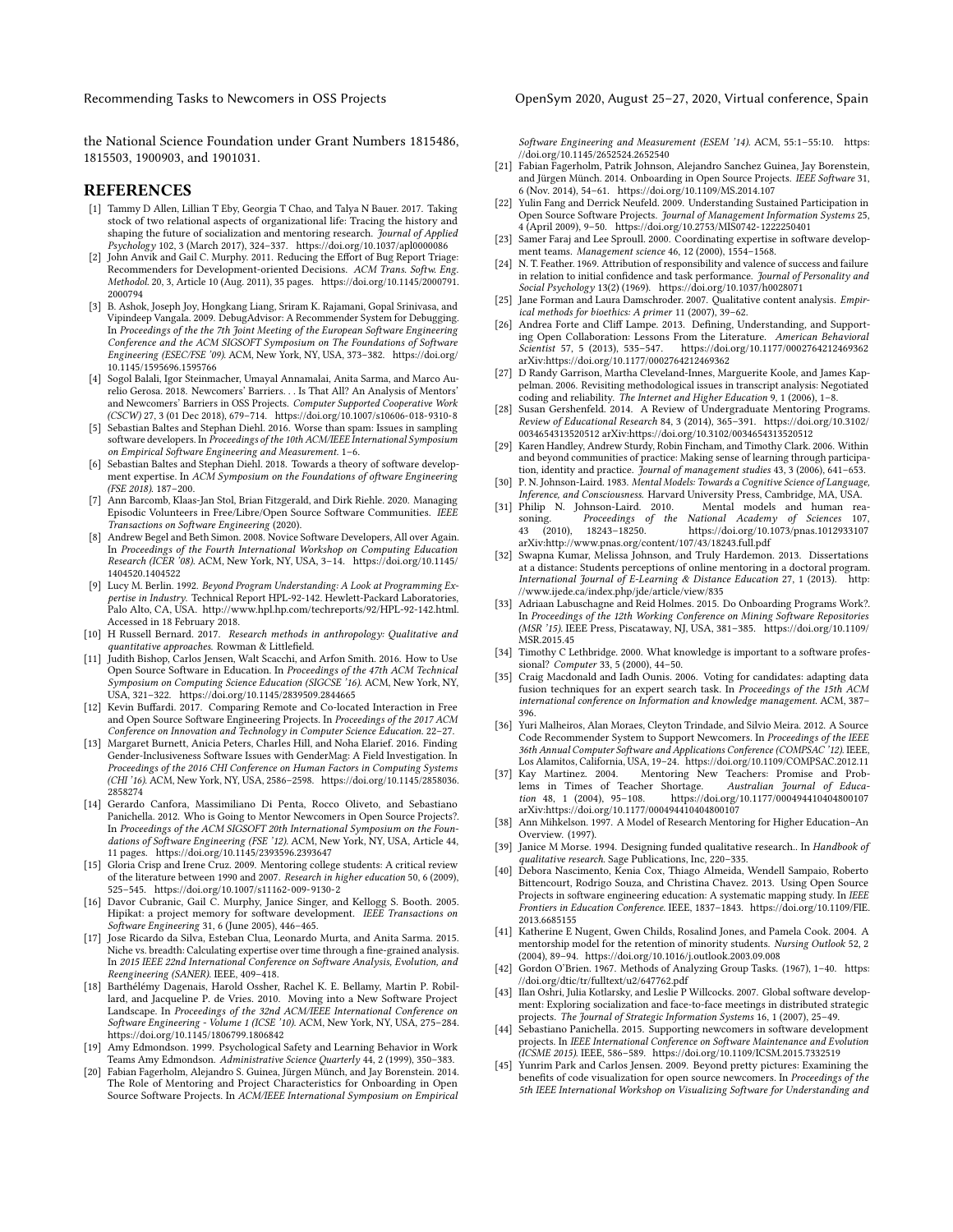the National Science Foundation under Grant Numbers 1815486, 1815503, 1900903, and 1901031.

## REFERENCES

- [1] Tammy D Allen, Lillian T Eby, Georgia T Chao, and Talya N Bauer. 2017. Taking stock of two relational aspects of organizational life: Tracing the history and shaping the future of socialization and mentoring research. *Journal of Applied Psychology* 102, 3 (March 2017), 324–337. https://doi.org/10.1037/apl0000086
- [2] John Anvik and Gail C. Murphy. 2011. Reducing the Effort of Bug Report Triage: Recommenders for Development-oriented Decisions. *ACM Trans. Softw. Eng. Methodol.* 20, 3, Article 10 (Aug. 2011), 35 pages. https://doi.org/10.1145/2000791.2000794
- [3] B. Ashok, Joseph Joy, Hongkang Liang, Sriram K. Rajamani, Gopal Srinivasa, and Vipindeep Vangala. 2009. DebugAdvisor: A Recommender System for Debugging. In *Proceedings of the the 7th Joint Meeting of the European Software Engineering Conference and the ACM SIGSOFT Symposium on The Foundations of Software Engineering (ESEC/FSE '09)*. ACM, New York, NY, USA, 373–382. https://doi.org/10.1145/1595696.1595766
- [4] Sogol Balali, Igor Steinmacher, Umayal Annamalai, Anita Sarma, and Marco Aurelio Gerosa. 2018. Newcomers' Barriers. . . Is That All? An Analysis of Mentors' and Newcomers' Barriers in OSS Projects. *Computer Supported Cooperative Work (CSCW)* 27, 3 (01 Dec 2018), 679–714. https://doi.org/10.1007/s10606-018-9310-8
- [5] Sebastian Baltes and Stephan Diehl. 2016. Worse than spam: Issues in sampling software developers. In *Proceedings of the 10th ACM/IEEE International Symposium on Empirical Software Engineering and Measurement*. 1–6.
- [6] Sebastian Baltes and Stephan Diehl. 2018. Towards a theory of software development expertise. In *ACM Symposium on the Foundations of oftware Engineering (FSE 2018)*. 187–200.
- [7] Ann Barcomb, Klaas-Jan Stol, Brian Fitzgerald, and Dirk Riehle. 2020. Managing Episodic Volunteers in Free/Libre/Open Source Software Communities. *IEEE Transactions on Software Engineering* (2020).
- [8] Andrew Begel and Beth Simon. 2008. Novice Software Developers, All over Again. In *Proceedings of the Fourth International Workshop on Computing Education Research (ICER '08)*. ACM, New York, NY, USA, 3–14. https://doi.org/10.1145/1404520.1404522
- [9] Lucy M. Berlin. 1992. *Beyond Program Understanding: A Look at Programming Expertise in Industry*. Technical Report HPL-92-142. Hewlett-Packard Laboratories, Palo Alto, CA, USA. http://www.hpl.hp.com/techreports/92/HPL-92-142.html. Accessed in 18 February 2018.
- [10] H Russell Bernard. 2017. *Research methods in anthropology: Qualitative and quantitative approaches*. Rowman & Littlefield.
- [11] Judith Bishop, Carlos Jensen, Walt Scacchi, and Arfon Smith. 2016. How to Use Open Source Software in Education. In *Proceedings of the 47th ACM Technical Symposium on Computing Science Education (SIGCSE '16)*. ACM, New York, NY, USA, 321–322. https://doi.org/10.1145/2839509.2844665
- [12] Kevin Buffardi. 2017. Comparing Remote and Co-located Interaction in Free and Open Source Software Engineering Projects. In *Proceedings of the 2017 ACM Conference on Innovation and Technology in Computer Science Education*. 22–27.
- [13] Margaret Burnett, Anicia Peters, Charles Hill, and Noha Elarief. 2016. Finding Gender-Inclusiveness Software Issues with GenderMag: A Field Investigation. In *Proceedings of the 2016 CHI Conference on Human Factors in Computing Systems (CHI '16)*. ACM, New York, NY, USA, 2586–2598. https://doi.org/10.1145/2858036.2858274
- [14] Gerardo Canfora, Massimiliano Di Penta, Rocco Oliveto, and Sebastiano Panichella. 2012. Who is Going to Mentor Newcomers in Open Source Projects?. In *Proceedings of the ACM SIGSOFT 20th International Symposium on the Foundations of Software Engineering (FSE '12)*. ACM, New York, NY, USA, Article 44, 11 pages. https://doi.org/10.1145/2393596.2393647
- [15] Gloria Crisp and Irene Cruz. 2009. Mentoring college students: A critical review of the literature between 1990 and 2007. *Research in higher education* 50, 6 (2009), 525–545. https://doi.org/10.1007/s11162-009-9130-2
- [16] Davor Cubranic, Gail C. Murphy, Janice Singer, and Kellogg S. Booth. 2005. Hipikat: a project memory for software development. *IEEE Transactions on Software Engineering* 31, 6 (June 2005), 446–465.
- [17] Jose Ricardo da Silva, Esteban Clua, Leonardo Murta, and Anita Sarma. 2015. Niche vs. breadth: Calculating expertise over time through a fine-grained analysis. In *2015 IEEE 22nd International Conference on Software Analysis, Evolution, and Reengineering (SANER)*. IEEE, 409–418.
- [18] Barthélémy Dagenais, Harold Ossher, Rachel K. E. Bellamy, Martin P. Robillard, and Jacqueline P. de Vries. 2010. Moving into a New Software Project Landscape. In *Proceedings of the 32nd ACM/IEEE International Conference on Software Engineering - Volume 1 (ICSE '10)*. ACM, New York, NY, USA, 275–284. https://doi.org/10.1145/1806799.1806842
- [19] Amy Edmondson. 1999. Psychological Safety and Learning Behavior in Work Teams Amy Edmondson. *Administrative Science Quarterly* 44, 2 (1999), 350–383.
- [20] Fabian Fagerholm, Alejandro S. Guinea, Jürgen Münch, and Jay Borenstein. 2014. The Role of Mentoring and Project Characteristics for Onboarding in Open Source Software Projects. In *ACM/IEEE International Symposium on Empirical Software Engineering and Measurement (ESEM '14)*. ACM, 55:1–55:10. https://doi.org/10.1145/2652524.2652540
- [21] Fabian Fagerholm, Patrik Johnson, Alejandro Sanchez Guinea, Jay Borenstein, and Jürgen Münch. 2014. Onboarding in Open Source Projects. *IEEE Software* 31, 6 (Nov. 2014), 54–61. https://doi.org/10.1109/MS.2014.107
- [22] Yulin Fang and Derrick Neufeld. 2009. Understanding Sustained Participation in Open Source Software Projects. *Journal of Management Information Systems* 25, 4 (April 2009), 9–50. https://doi.org/10.2753/MIS0742-1222250401
- [23] Samer Faraj and Lee Sproull. 2000. Coordinating expertise in software development teams. *Management science* 46, 12 (2000), 1554–1568.
- [24] N. T. Feather. 1969. Attribution of responsibility and valence of success and failure in relation to initial confidence and task performance. *Journal of Personality and Social Psychology* 13(2) (1969). https://doi.org/10.1037/h0028071
- [25] Jane Forman and Laura Damschroder. 2007. Qualitative content analysis. *Empirical methods for bioethics: A primer* 11 (2007), 39–62.
- [26] Andrea Forte and Cliff Lampe. 2013. Defining, Understanding, and Supporting Open Collaboration: Lessons From the Literature. *American Behavioral Scientist* 57, 5 (2013), 535–547. https://doi.org/10.1177/0002764212469362 arXiv:https://doi.org/10.1177/0002764212469362
- [27] D Randy Garrison, Martha Cleveland-Innes, Marguerite Koole, and James Kappelman. 2006. Revisiting methodological issues in transcript analysis: Negotiated coding and reliability. *The Internet and Higher Education* 9, 1 (2006), 1–8.
- [28] Susan Gershenfeld. 2014. A Review of Undergraduate Mentoring Programs. *Review of Educational Research* 84, 3 (2014), 365–391. https://doi.org/10.3102/0034654313520512 arXiv:https://doi.org/10.3102/0034654313520512
- [29] Karen Handley, Andrew Sturdy, Robin Fincham, and Timothy Clark. 2006. Within and beyond communities of practice: Making sense of learning through participation, identity and practice. *Journal of management studies* 43, 3 (2006), 641–653.
- [30] P. N. Johnson-Laird. 1983. *Mental Models: Towards a Cognitive Science of Language, Inference, and Consciousness*. Harvard University Press, Cambridge, MA, USA.
- [31] Philip N. Johnson-Laird. 2010. Mental models and human reasoning. *Proceedings of the National Academy of Sciences* 107, 43 (2010), 18243–18250. https://doi.org/10.1073/pnas.1012933107 arXiv:http://www.pnas.org/content/107/43/18243.full.pdf
- [32] Swapna Kumar, Melissa Johnson, and Truly Hardemon. 2013. Dissertations at a distance: Students perceptions of online mentoring in a doctoral program. *International Journal of E-Learning & Distance Education* 27, 1 (2013). http://www.ijede.ca/index.php/jde/article/view/835
- [33] Adriaan Labuschagne and Reid Holmes. 2015. Do Onboarding Programs Work?. In *Proceedings of the 12th Working Conference on Mining Software Repositories (MSR '15)*. IEEE Press, Piscataway, NJ, USA, 381–385. https://doi.org/10.1109/MSR.2015.45
- [34] Timothy C Lethbridge. 2000. What knowledge is important to a software professional? *Computer* 33, 5 (2000), 44–50.
- [35] Craig Macdonald and Iadh Ounis. 2006. Voting for candidates: adapting data fusion techniques for an expert search task. In *Proceedings of the 15th ACM international conference on Information and knowledge management*. ACM, 387–396.
- [36] Yuri Malheiros, Alan Moraes, Cleyton Trindade, and Silvio Meira. 2012. A Source Code Recommender System to Support Newcomers. In *Proceedings of the IEEE 36th Annual Computer Software and Applications Conference (COMPSAC '12)*. IEEE, Los Alamitos, California, USA, 19–24. https://doi.org/10.1109/COMPSAC.2012.11
- [37] Kay Martinez. 2004. Mentoring New Teachers: Promise and Problems in Times of Teacher Shortage. *Australian Journal of Education* 48, 1 (2004), 95–108. https://doi.org/10.1177/000494410404800107 arXiv:https://doi.org/10.1177/000494410404800107
- [38] Ann Mihkelson. 1997. A Model of Research Mentoring for Higher Education–An Overview. (1997).
- [39] Janice M Morse. 1994. Designing funded qualitative research.. In *Handbook of qualitative research*. Sage Publications, Inc, 220–335.
- [40] Debora Nascimento, Kenia Cox, Thiago Almeida, Wendell Sampaio, Roberto Bittencourt, Rodrigo Souza, and Christina Chavez. 2013. Using Open Source Projects in software engineering education: A systematic mapping study. In *IEEE Frontiers in Education Conference*. IEEE, 1837–1843. https://doi.org/10.1109/FIE.2013.6685155
- [41] Katherine E Nugent, Gwen Childs, Rosalind Jones, and Pamela Cook. 2004. A mentorship model for the retention of minority students. *Nursing Outlook* 52, 2 (2004), 89–94. https://doi.org/10.1016/j.outlook.2003.09.008
- [42] Gordon O'Brien. 1967. Methods of Analyzing Group Tasks. (1967), 1–40. https://doi.org/dtic/tr/fulltext/u2/647762.pdf
- [43] Ilan Oshri, Julia Kotlarsky, and Leslie P Willcocks. 2007. Global software development: Exploring socialization and face-to-face meetings in distributed strategic projects. *The Journal of Strategic Information Systems* 16, 1 (2007), 25–49.
- [44] Sebastiano Panichella. 2015. Supporting newcomers in software development projects. In *IEEE International Conference on Software Maintenance and Evolution (ICSME 2015)*. IEEE, 586–589. https://doi.org/10.1109/ICSM.2015.7332519
- [45] Yunrim Park and Carlos Jensen. 2009. Beyond pretty pictures: Examining the benefits of code visualization for open source newcomers. In *Proceedings of the 5th IEEE International Workshop on Visualizing Software for Understanding and*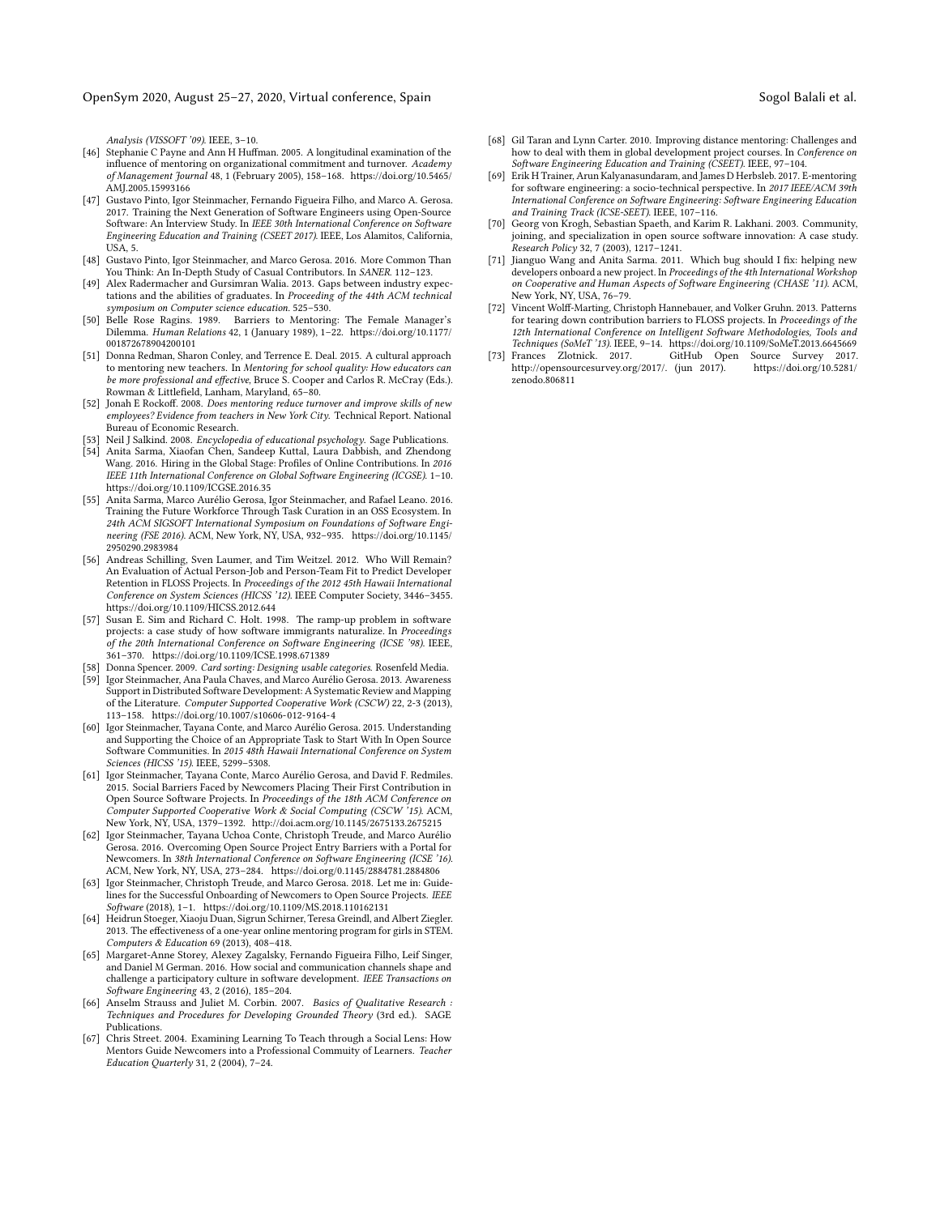Analysis (VISSOFT '09). IEEE, 3–10.

[46] Stephanie C Payne and Ann H Huffman. 2005. A longitudinal examination of the influence of mentoring on organizational commitment and turnover. *Academy of Management Journal* 48, 1 (February 2005), 158–168. https://doi.org/10.5465/AMJ.2005.15993166

[47] Gustavo Pinto, Igor Steinmacher, Fernando Figueira Filho, and Marco A. Gerosa. 2017. Training the Next Generation of Software Engineers using Open-Source Software: An Interview Study. In *IEEE 30th International Conference on Software Engineering Education and Training (CSEET 2017)*. IEEE, Los Alamitos, California, USA, 5.

[48] Gustavo Pinto, Igor Steinmacher, and Marco Gerosa. 2016. More Common Than You Think: An In-Depth Study of Casual Contributors. In *SANER*. 112–123.

[49] Alex Radermacher and Gursimran Walia. 2013. Gaps between industry expectations and the abilities of graduates. In *Proceeding of the 44th ACM technical symposium on Computer science education*. 525–530.

[50] Belle Rose Ragins. 1989. Barriers to Mentoring: The Female Manager's Dilemma. *Human Relations* 42, 1 (January 1989), 1–22. https://doi.org/10.1177/001872678904200101

[51] Donna Redman, Sharon Conley, and Terrence E. Deal. 2015. A cultural approach to mentoring new teachers. In *Mentoring for school quality: How educators can be more professional and effective*, Bruce S. Cooper and Carlos R. McCray (Eds.). Rowman & Littlefield, Lanham, Maryland, 65–80.

[52] Jonah E Rockoff. 2008. *Does mentoring reduce turnover and improve skills of new employees? Evidence from teachers in New York City.* Technical Report. National Bureau of Economic Research.

[53] Neil J Salkind. 2008. *Encyclopedia of educational psychology.* Sage Publications.

[54] Anita Sarma, Xiaofan Chen, Sandeep Kuttal, Laura Dabbish, and Zhendong Wang. 2016. Hiring in the Global Stage: Profiles of Online Contributions. In *2016 IEEE 11th International Conference on Global Software Engineering (ICGSE)*. 1–10. https://doi.org/10.1109/ICGSE.2016.35

[55] Anita Sarma, Marco Aurélio Gerosa, Igor Steinmacher, and Rafael Leano. 2016. Training the Future Workforce Through Task Curation in an OSS Ecosystem. In *24th ACM SIGSOFT International Symposium on Foundations of Software Engineering (FSE 2016)*. ACM, New York, NY, USA, 932–935. https://doi.org/10.1145/2950290.2983984

[56] Andreas Schilling, Sven Laumer, and Tim Weitzel. 2012. Who Will Remain? An Evaluation of Actual Person-Job and Person-Team Fit to Predict Developer Retention in FLOSS Projects. In *Proceedings of the 2012 45th Hawaii International Conference on System Sciences (HICSS '12)*. IEEE Computer Society, 3446–3455. https://doi.org/10.1109/HICSS.2012.644

[57] Susan E. Sim and Richard C. Holt. 1998. The ramp-up problem in software projects: a case study of how software immigrants naturalize. In *Proceedings of the 20th International Conference on Software Engineering (ICSE '98)*. IEEE, 361–370. https://doi.org/10.1109/ICSE.1998.671389

[58] Donna Spencer. 2009. *Card sorting: Designing usable categories.* Rosenfeld Media.

[59] Igor Steinmacher, Ana Paula Chaves, and Marco Aurélio Gerosa. 2013. Awareness Support in Distributed Software Development: A Systematic Review and Mapping of the Literature. *Computer Supported Cooperative Work (CSCW)* 22, 2-3 (2013), 113–158. https://doi.org/10.1007/s10606-012-9164-4

[60] Igor Steinmacher, Tayana Conte, and Marco Aurélio Gerosa. 2015. Understanding and Supporting the Choice of an Appropriate Task to Start With In Open Source Software Communities. In *2015 48th Hawaii International Conference on System Sciences (HICSS '15)*. IEEE, 5299–5308.

[61] Igor Steinmacher, Tayana Conte, Marco Aurélio Gerosa, and David F. Redmiles. 2015. Social Barriers Faced by Newcomers Placing Their First Contribution in Open Source Software Projects. In *Proceedings of the 18th ACM Conference on Computer Supported Cooperative Work & Social Computing (CSCW '15)*. ACM, New York, NY, USA, 1379–1392. http://doi.acm.org/10.1145/2675133.2675215

[62] Igor Steinmacher, Tayana Uchoa Conte, Christoph Treude, and Marco Aurélio Gerosa. 2016. Overcoming Open Source Project Entry Barriers with a Portal for Newcomers. In *38th International Conference on Software Engineering (ICSE '16)*. ACM, New York, NY, USA, 273–284. https://doi.org/0.1145/2884781.2884806

[63] Igor Steinmacher, Christoph Treude, and Marco Gerosa. 2018. Let me in: Guidelines for the Successful Onboarding of Newcomers to Open Source Projects. *IEEE Software* (2018), 1–1. https://doi.org/10.1109/MS.2018.110162131

[64] Heidrun Stoeger, Xiaoju Duan, Sigrun Schirner, Teresa Greindl, and Albert Ziegler. 2013. The effectiveness of a one-year online mentoring program for girls in STEM. *Computers & Education* 69 (2013), 408–418.

[65] Margaret-Anne Storey, Alexey Zagalsky, Fernando Figueira Filho, Leif Singer, and Daniel M German. 2016. How social and communication channels shape and challenge a participatory culture in software development. *IEEE Transactions on Software Engineering* 43, 2 (2016), 185–204.

[66] Anselm Strauss and Juliet M. Corbin. 2007. *Basics of Qualitative Research : Techniques and Procedures for Developing Grounded Theory* (3rd ed.). SAGE Publications.

[67] Chris Street. 2004. Examining Learning To Teach through a Social Lens: How Mentors Guide Newcomers into a Professional Commuity of Learners. *Teacher Education Quarterly* 31, 2 (2004), 7–24.

[68] Gil Taran and Lynn Carter. 2010. Improving distance mentoring: Challenges and how to deal with them in global development project courses. In *Conference on Software Engineering Education and Training (CSEET)*. IEEE, 97–104.

[69] Erik H Trainer, Arun Kalyanasundaram, and James D Herbsleb. 2017. E-mentoring for software engineering: a socio-technical perspective. In *2017 IEEE/ACM 39th International Conference on Software Engineering: Software Engineering Education and Training Track (ICSE-SEET)*. IEEE, 107–116.

[70] Georg von Krogh, Sebastian Spaeth, and Karim R. Lakhani. 2003. Community, joining, and specialization in open source software innovation: A case study. *Research Policy* 32, 7 (2003), 1217–1241.

[71] Jianguo Wang and Anita Sarma. 2011. Which bug should I fix: helping new developers onboard a new project. In *Proceedings of the 4th International Workshop on Cooperative and Human Aspects of Software Engineering (CHASE '11)*. ACM, New York, NY, USA, 76–79.

[72] Vincent Wolff-Marting, Christoph Hannebauer, and Volker Gruhn. 2013. Patterns for tearing down contribution barriers to FLOSS projects. In *Proceedings of the 12th International Conference on Intelligent Software Methodologies, Tools and Techniques (SoMeT '13)*. IEEE, 9–14. https://doi.org/10.1109/SoMeT.2013.6645669

[73] Frances Zlotnick. 2017. GitHub Open Source Survey 2017. http://opensourcesurvey.org/2017/. (jun 2017). https://doi.org/10.5281/zenodo.806811